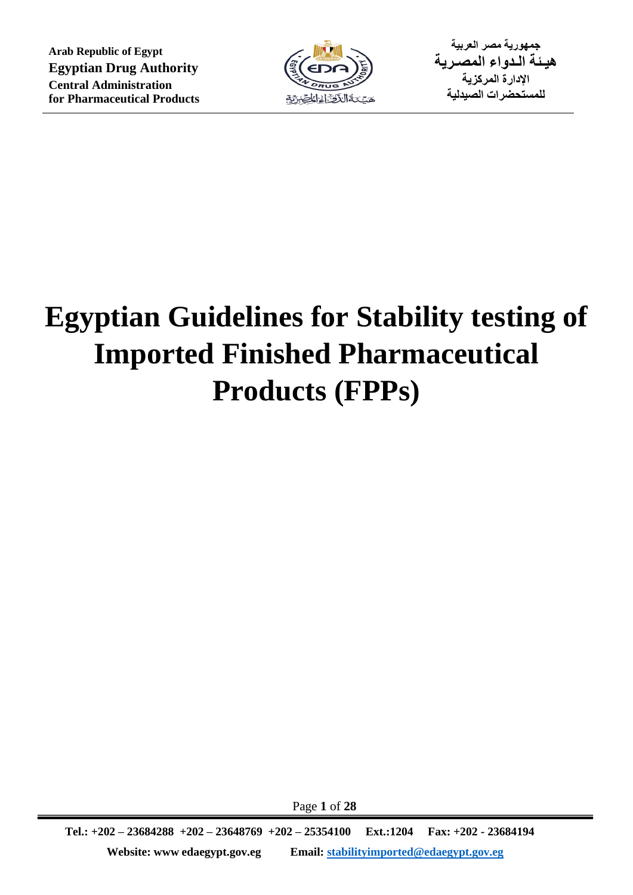Arab Republic of Egypt
**Egyptian Drug Authority**
**Central Administration**
**for Pharmaceutical Products**

جمهورية مصر العربية
**هيئة الدواء المصرية**
**الإدارة المركزية**
**للمستحضرات الصيدلية**

# Egyptian Guidelines for Stability testing of Imported Finished Pharmaceutical Products (FPPs)

**Tel.: +202 – 23684288 +202 – 23648769 +202 – 25354100 Ext.:1204 Fax: +202 - 23684194**

**Website: www edaegypt.gov.eg Email: stabilityimported@edaegypt.gov.eg**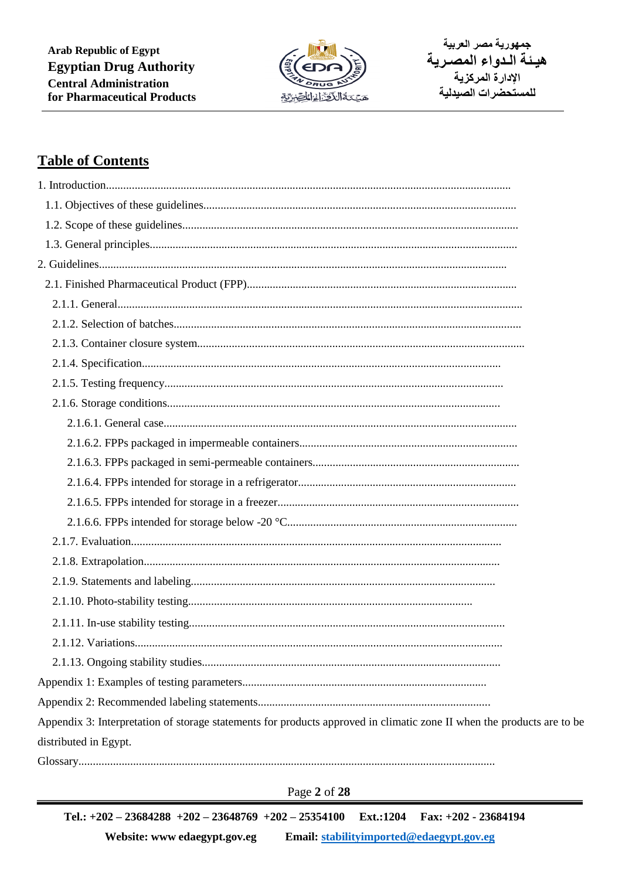## Table of Contents

1. Introduction
   - 1.1. Objectives of these guidelines
   - 1.2. Scope of these guidelines
   - 1.3. General principles
2. Guidelines
   - 2.1. Finished Pharmaceutical Product (FPP)
     - 2.1.1. General
     - 2.1.2. Selection of batches
     - 2.1.3. Container closure system
     - 2.1.4. Specification
     - 2.1.5. Testing frequency
     - 2.1.6. Storage conditions
       - 2.1.6.1. General case
       - 2.1.6.2. FPPs packaged in impermeable containers
       - 2.1.6.3. FPPs packaged in semi-permeable containers
       - 2.1.6.4. FPPs intended for storage in a refrigerator
       - 2.1.6.5. FPPs intended for storage in a freezer
       - 2.1.6.6. FPPs intended for storage below -20 °C
     - 2.1.7. Evaluation
     - 2.1.8. Extrapolation
     - 2.1.9. Statements and labeling
     - 2.1.10. Photo-stability testing
     - 2.1.11. In-use stability testing
     - 2.1.12. Variations
     - 2.1.13. Ongoing stability studies

Appendix 1: Examples of testing parameters

Appendix 2: Recommended labeling statements

Appendix 3: Interpretation of storage statements for products approved in climatic zone II when the products are to be distributed in Egypt.

Glossary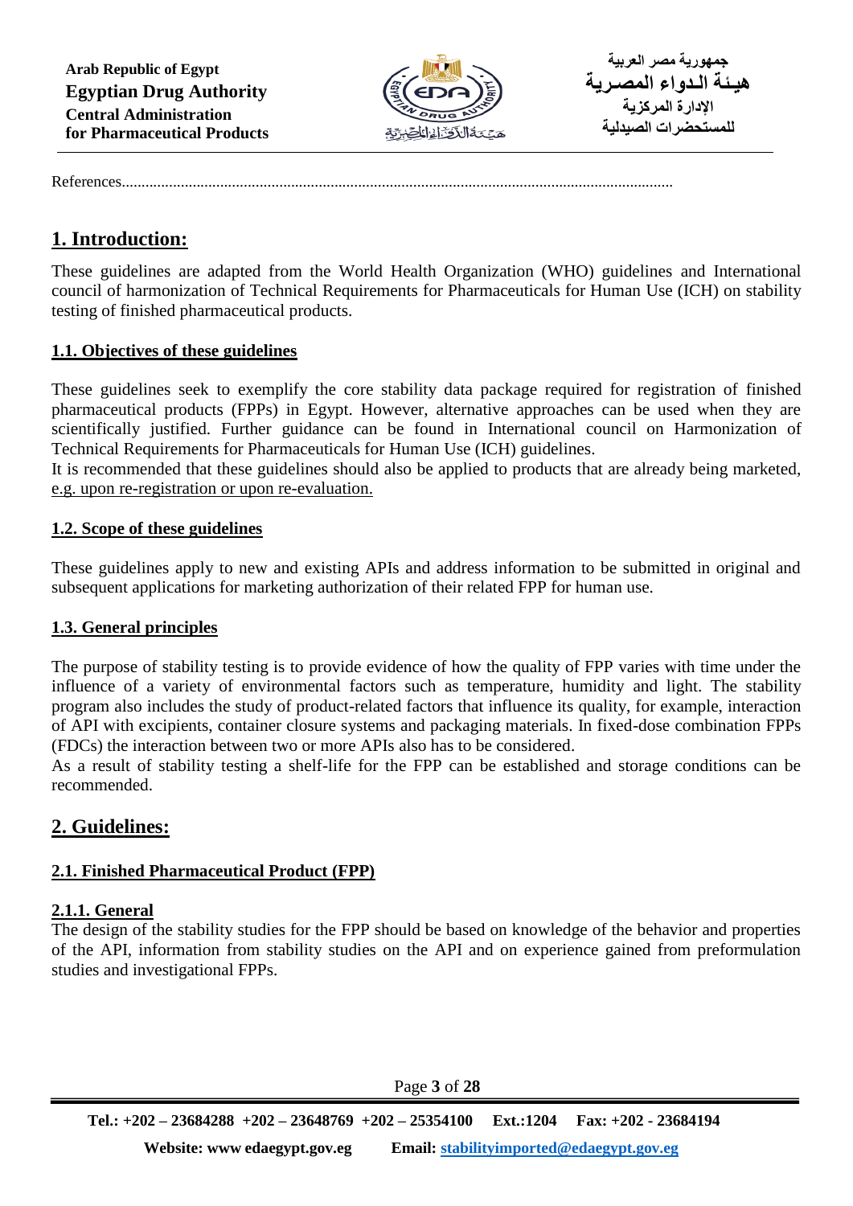References..........................................................................................................................................

## 1. Introduction:

These guidelines are adapted from the World Health Organization (WHO) guidelines and International council of harmonization of Technical Requirements for Pharmaceuticals for Human Use (ICH) on stability testing of finished pharmaceutical products.

### 1.1. Objectives of these guidelines

These guidelines seek to exemplify the core stability data package required for registration of finished pharmaceutical products (FPPs) in Egypt. However, alternative approaches can be used when they are scientifically justified. Further guidance can be found in International council on Harmonization of Technical Requirements for Pharmaceuticals for Human Use (ICH) guidelines.
It is recommended that these guidelines should also be applied to products that are already being marketed, e.g. upon re-registration or upon re-evaluation.

### 1.2. Scope of these guidelines

These guidelines apply to new and existing APIs and address information to be submitted in original and subsequent applications for marketing authorization of their related FPP for human use.

### 1.3. General principles

The purpose of stability testing is to provide evidence of how the quality of FPP varies with time under the influence of a variety of environmental factors such as temperature, humidity and light. The stability program also includes the study of product-related factors that influence its quality, for example, interaction of API with excipients, container closure systems and packaging materials. In fixed-dose combination FPPs (FDCs) the interaction between two or more APIs also has to be considered.
As a result of stability testing a shelf-life for the FPP can be established and storage conditions can be recommended.

## 2. Guidelines:

### 2.1. Finished Pharmaceutical Product (FPP)

#### 2.1.1. General

The design of the stability studies for the FPP should be based on knowledge of the behavior and properties of the API, information from stability studies on the API and on experience gained from preformulation studies and investigational FPPs.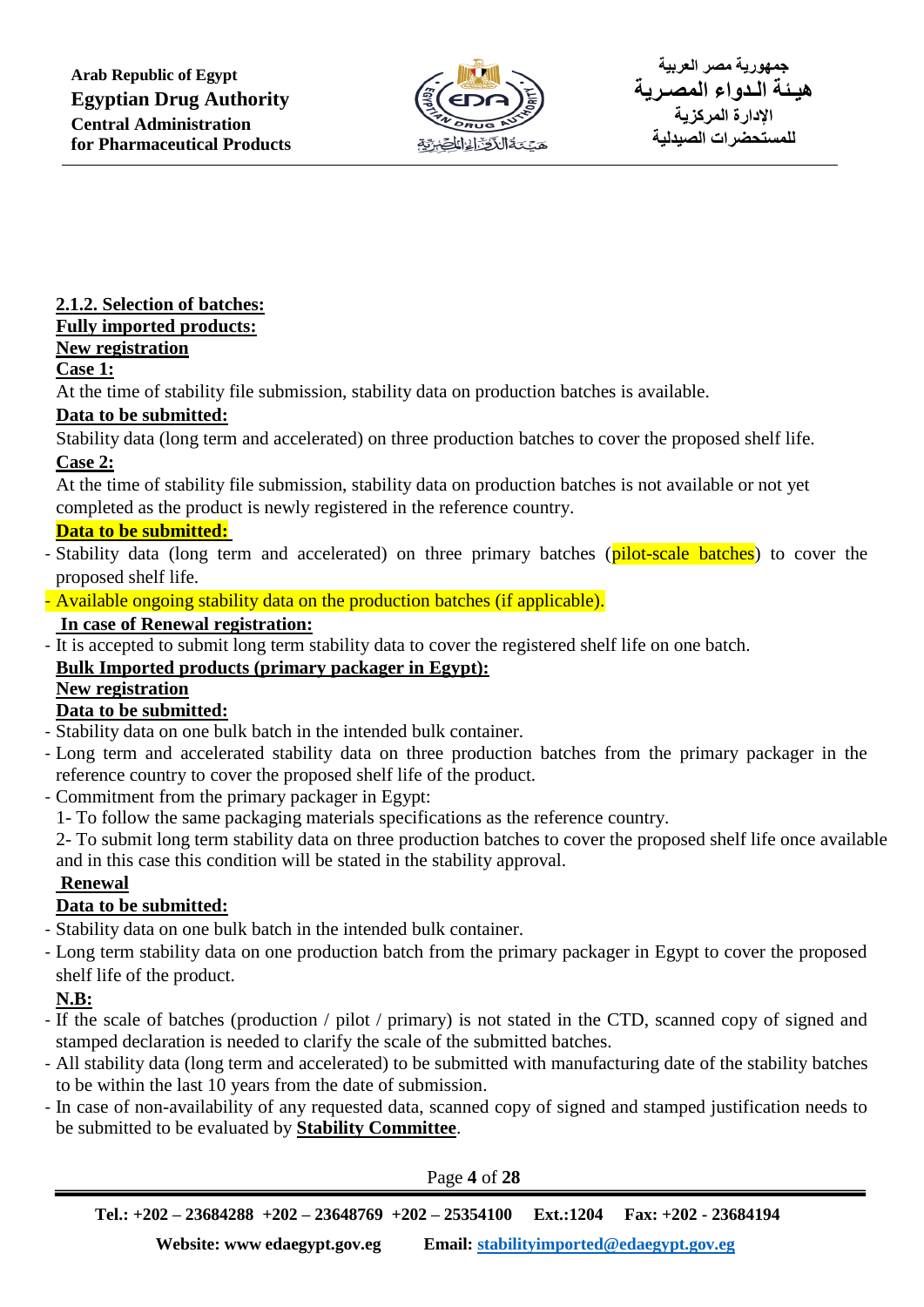**2.1.2. Selection of batches:**

**Fully imported products:**

**New registration**

**Case 1:**

At the time of stability file submission, stability data on production batches is available.

**Data to be submitted:**

Stability data (long term and accelerated) on three production batches to cover the proposed shelf life.

**Case 2:**

At the time of stability file submission, stability data on production batches is not available or not yet completed as the product is newly registered in the reference country.

**Data to be submitted:**

- Stability data (long term and accelerated) on three primary batches (pilot-scale batches) to cover the proposed shelf life.
- Available ongoing stability data on the production batches (if applicable).

**In case of Renewal registration:**

- It is accepted to submit long term stability data to cover the registered shelf life on one batch.

**Bulk Imported products (primary packager in Egypt):**

**New registration**

**Data to be submitted:**

- Stability data on one bulk batch in the intended bulk container.
- Long term and accelerated stability data on three production batches from the primary packager in the reference country to cover the proposed shelf life of the product.
- Commitment from the primary packager in Egypt:
  1- To follow the same packaging materials specifications as the reference country.
  2- To submit long term stability data on three production batches to cover the proposed shelf life once available and in this case this condition will be stated in the stability approval.

**Renewal**

**Data to be submitted:**

- Stability data on one bulk batch in the intended bulk container.
- Long term stability data on one production batch from the primary packager in Egypt to cover the proposed shelf life of the product.

**N.B:**

- If the scale of batches (production / pilot / primary) is not stated in the CTD, scanned copy of signed and stamped declaration is needed to clarify the scale of the submitted batches.
- All stability data (long term and accelerated) to be submitted with manufacturing date of the stability batches to be within the last 10 years from the date of submission.
- In case of non-availability of any requested data, scanned copy of signed and stamped justification needs to be submitted to be evaluated by **Stability Committee**.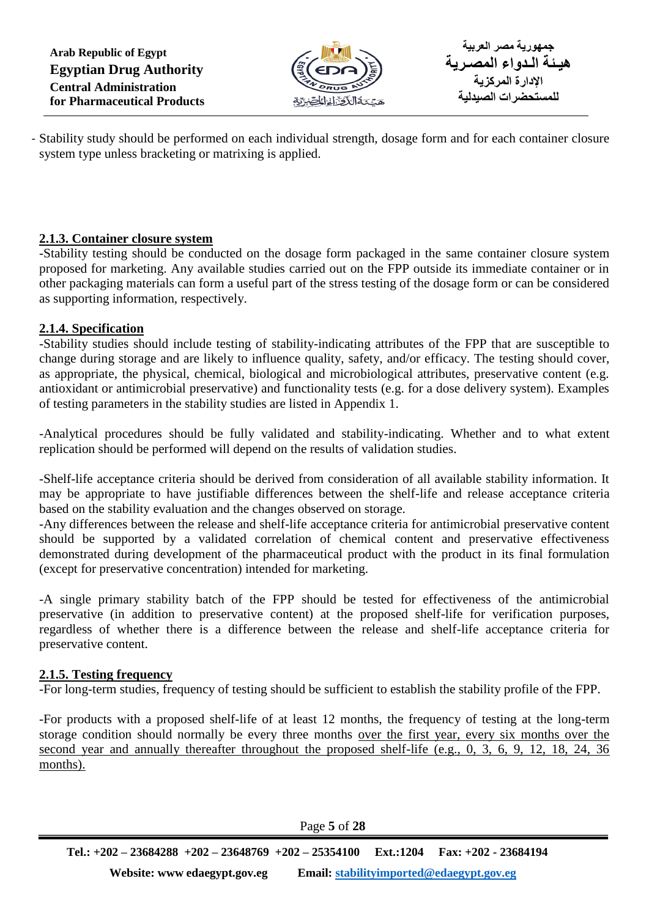- Stability study should be performed on each individual strength, dosage form and for each container closure system type unless bracketing or matrixing is applied.

### 2.1.3. Container closure system

-Stability testing should be conducted on the dosage form packaged in the same container closure system proposed for marketing. Any available studies carried out on the FPP outside its immediate container or in other packaging materials can form a useful part of the stress testing of the dosage form or can be considered as supporting information, respectively.

### 2.1.4. Specification

-Stability studies should include testing of stability-indicating attributes of the FPP that are susceptible to change during storage and are likely to influence quality, safety, and/or efficacy. The testing should cover, as appropriate, the physical, chemical, biological and microbiological attributes, preservative content (e.g. antioxidant or antimicrobial preservative) and functionality tests (e.g. for a dose delivery system). Examples of testing parameters in the stability studies are listed in Appendix 1.

-Analytical procedures should be fully validated and stability-indicating. Whether and to what extent replication should be performed will depend on the results of validation studies.

-Shelf-life acceptance criteria should be derived from consideration of all available stability information. It may be appropriate to have justifiable differences between the shelf-life and release acceptance criteria based on the stability evaluation and the changes observed on storage.

-Any differences between the release and shelf-life acceptance criteria for antimicrobial preservative content should be supported by a validated correlation of chemical content and preservative effectiveness demonstrated during development of the pharmaceutical product with the product in its final formulation (except for preservative concentration) intended for marketing.

-A single primary stability batch of the FPP should be tested for effectiveness of the antimicrobial preservative (in addition to preservative content) at the proposed shelf-life for verification purposes, regardless of whether there is a difference between the release and shelf-life acceptance criteria for preservative content.

### 2.1.5. Testing frequency

-For long-term studies, frequency of testing should be sufficient to establish the stability profile of the FPP.

-For products with a proposed shelf-life of at least 12 months, the frequency of testing at the long-term storage condition should normally be every three months over the first year, every six months over the second year and annually thereafter throughout the proposed shelf-life (e.g., 0, 3, 6, 9, 12, 18, 24, 36 months).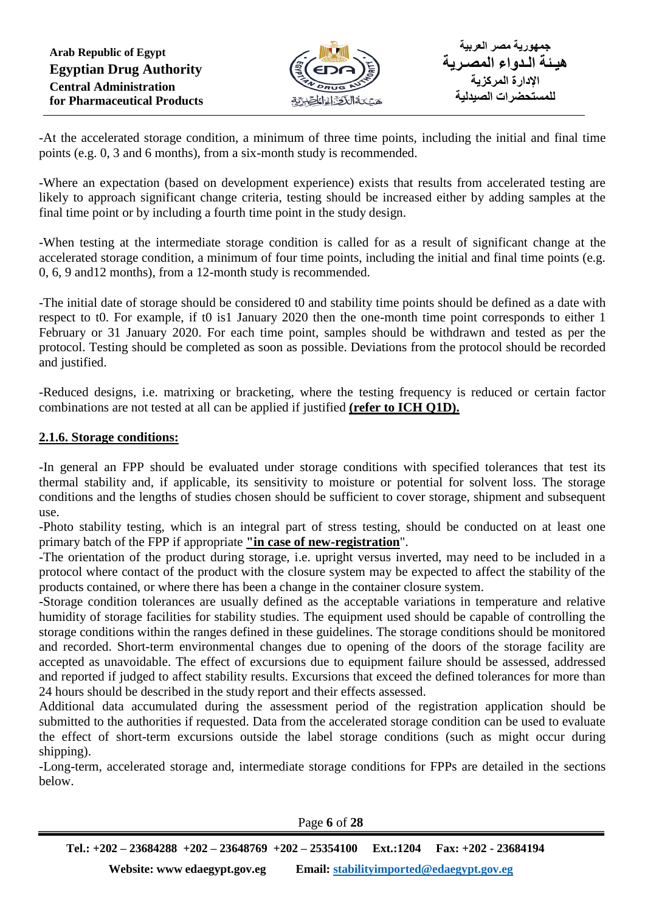-At the accelerated storage condition, a minimum of three time points, including the initial and final time points (e.g. 0, 3 and 6 months), from a six-month study is recommended.

-Where an expectation (based on development experience) exists that results from accelerated testing are likely to approach significant change criteria, testing should be increased either by adding samples at the final time point or by including a fourth time point in the study design.

-When testing at the intermediate storage condition is called for as a result of significant change at the accelerated storage condition, a minimum of four time points, including the initial and final time points (e.g. 0, 6, 9 and12 months), from a 12-month study is recommended.

-The initial date of storage should be considered t0 and stability time points should be defined as a date with respect to t0. For example, if t0 is1 January 2020 then the one-month time point corresponds to either 1 February or 31 January 2020. For each time point, samples should be withdrawn and tested as per the protocol. Testing should be completed as soon as possible. Deviations from the protocol should be recorded and justified.

-Reduced designs, i.e. matrixing or bracketing, where the testing frequency is reduced or certain factor combinations are not tested at all can be applied if justified **(refer to ICH Q1D).**

### 2.1.6. Storage conditions:

-In general an FPP should be evaluated under storage conditions with specified tolerances that test its thermal stability and, if applicable, its sensitivity to moisture or potential for solvent loss. The storage conditions and the lengths of studies chosen should be sufficient to cover storage, shipment and subsequent use.

-Photo stability testing, which is an integral part of stress testing, should be conducted on at least one primary batch of the FPP if appropriate **"in case of new-registration"**.

-The orientation of the product during storage, i.e. upright versus inverted, may need to be included in a protocol where contact of the product with the closure system may be expected to affect the stability of the products contained, or where there has been a change in the container closure system.

-Storage condition tolerances are usually defined as the acceptable variations in temperature and relative humidity of storage facilities for stability studies. The equipment used should be capable of controlling the storage conditions within the ranges defined in these guidelines. The storage conditions should be monitored and recorded. Short-term environmental changes due to opening of the doors of the storage facility are accepted as unavoidable. The effect of excursions due to equipment failure should be assessed, addressed and reported if judged to affect stability results. Excursions that exceed the defined tolerances for more than 24 hours should be described in the study report and their effects assessed.

Additional data accumulated during the assessment period of the registration application should be submitted to the authorities if requested. Data from the accelerated storage condition can be used to evaluate the effect of short-term excursions outside the label storage conditions (such as might occur during shipping).

-Long-term, accelerated storage and, intermediate storage conditions for FPPs are detailed in the sections below.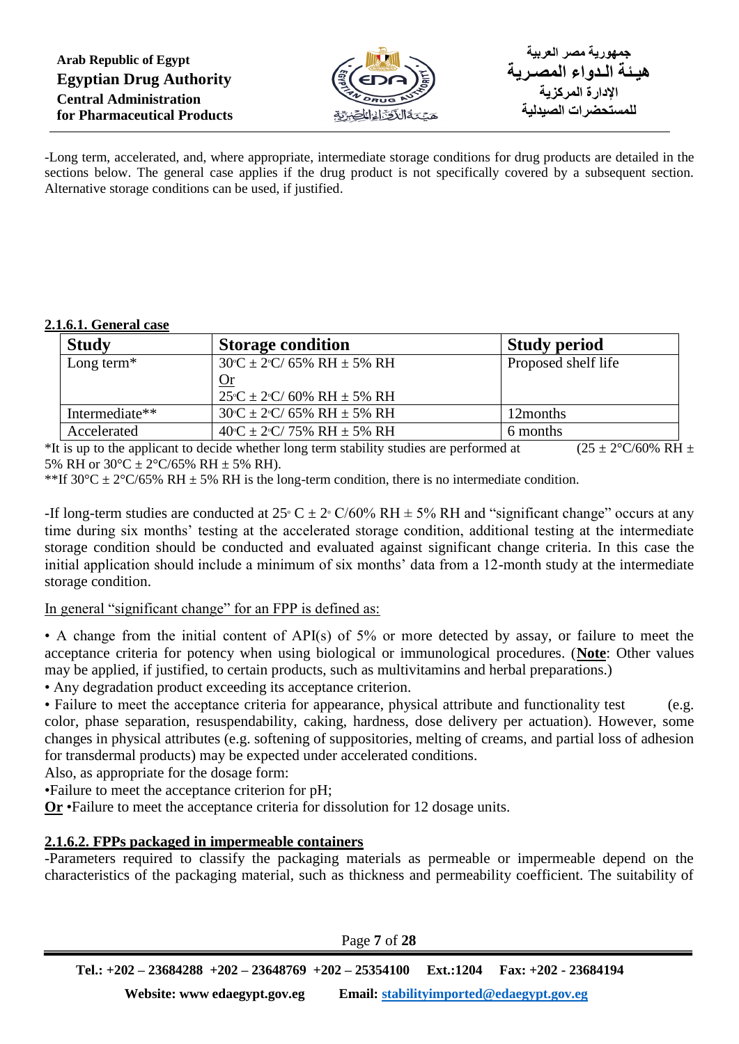-Long term, accelerated, and, where appropriate, intermediate storage conditions for drug products are detailed in the sections below. The general case applies if the drug product is not specifically covered by a subsequent section. Alternative storage conditions can be used, if justified.

#### 2.1.6.1. General case

| Study | Storage condition | Study period |
|---|---|---|
| Long term* | 30°C ± 2°C/ 65% RH ± 5% RH<br>Or<br>25°C ± 2°C/ 60% RH ± 5% RH | Proposed shelf life |
| Intermediate** | 30°C ± 2°C/ 65% RH ± 5% RH | 12months |
| Accelerated | 40°C ± 2°C/ 75% RH ± 5% RH | 6 months |

*It is up to the applicant to decide whether long term stability studies are performed at (25 ± 2°C/60% RH ± 5% RH or 30°C ± 2°C/65% RH ± 5% RH).

**If 30°C ± 2°C/65% RH ± 5% RH is the long-term condition, there is no intermediate condition.

-If long-term studies are conducted at 25° C ± 2° C/60% RH ± 5% RH and "significant change" occurs at any time during six months' testing at the accelerated storage condition, additional testing at the intermediate storage condition should be conducted and evaluated against significant change criteria. In this case the initial application should include a minimum of six months' data from a 12-month study at the intermediate storage condition.

In general "significant change" for an FPP is defined as:

• A change from the initial content of API(s) of 5% or more detected by assay, or failure to meet the acceptance criteria for potency when using biological or immunological procedures. (**Note**: Other values may be applied, if justified, to certain products, such as multivitamins and herbal preparations.)

• Any degradation product exceeding its acceptance criterion.

• Failure to meet the acceptance criteria for appearance, physical attribute and functionality test (e.g. color, phase separation, resuspendability, caking, hardness, dose delivery per actuation). However, some changes in physical attributes (e.g. softening of suppositories, melting of creams, and partial loss of adhesion for transdermal products) may be expected under accelerated conditions.

Also, as appropriate for the dosage form:

•Failure to meet the acceptance criterion for pH;

**Or** •Failure to meet the acceptance criteria for dissolution for 12 dosage units.

#### 2.1.6.2. FPPs packaged in impermeable containers

-Parameters required to classify the packaging materials as permeable or impermeable depend on the characteristics of the packaging material, such as thickness and permeability coefficient. The suitability of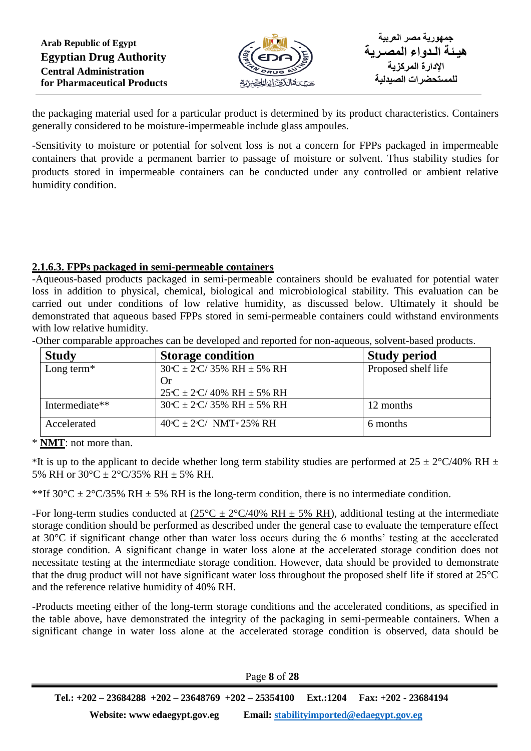the packaging material used for a particular product is determined by its product characteristics. Containers generally considered to be moisture-impermeable include glass ampoules.

-Sensitivity to moisture or potential for solvent loss is not a concern for FPPs packaged in impermeable containers that provide a permanent barrier to passage of moisture or solvent. Thus stability studies for products stored in impermeable containers can be conducted under any controlled or ambient relative humidity condition.

#### 2.1.6.3. FPPs packaged in semi-permeable containers

-Aqueous-based products packaged in semi-permeable containers should be evaluated for potential water loss in addition to physical, chemical, biological and microbiological stability. This evaluation can be carried out under conditions of low relative humidity, as discussed below. Ultimately it should be demonstrated that aqueous based FPPs stored in semi-permeable containers could withstand environments with low relative humidity.

-Other comparable approaches can be developed and reported for non-aqueous, solvent-based products.

| Study | Storage condition | Study period |
|---|---|---|
| Long term* | 30°C ± 2°C/ 35% RH ± 5% RH<br>Or<br>25°C ± 2°C/ 40% RH ± 5% RH | Proposed shelf life |
| Intermediate** | 30°C ± 2°C/ 35% RH ± 5% RH | 12 months |
| Accelerated | 40°C ± 2°C/ NMT* 25% RH | 6 months |

* **NMT**: not more than.

*It is up to the applicant to decide whether long term stability studies are performed at 25 ± 2°C/40% RH ± 5% RH or 30°C ± 2°C/35% RH ± 5% RH.

**If 30°C ± 2°C/35% RH ± 5% RH is the long-term condition, there is no intermediate condition.

-For long-term studies conducted at (25°C ± 2°C/40% RH ± 5% RH), additional testing at the intermediate storage condition should be performed as described under the general case to evaluate the temperature effect at 30°C if significant change other than water loss occurs during the 6 months' testing at the accelerated storage condition. A significant change in water loss alone at the accelerated storage condition does not necessitate testing at the intermediate storage condition. However, data should be provided to demonstrate that the drug product will not have significant water loss throughout the proposed shelf life if stored at 25°C and the reference relative humidity of 40% RH.

-Products meeting either of the long-term storage conditions and the accelerated conditions, as specified in the table above, have demonstrated the integrity of the packaging in semi-permeable containers. When a significant change in water loss alone at the accelerated storage condition is observed, data should be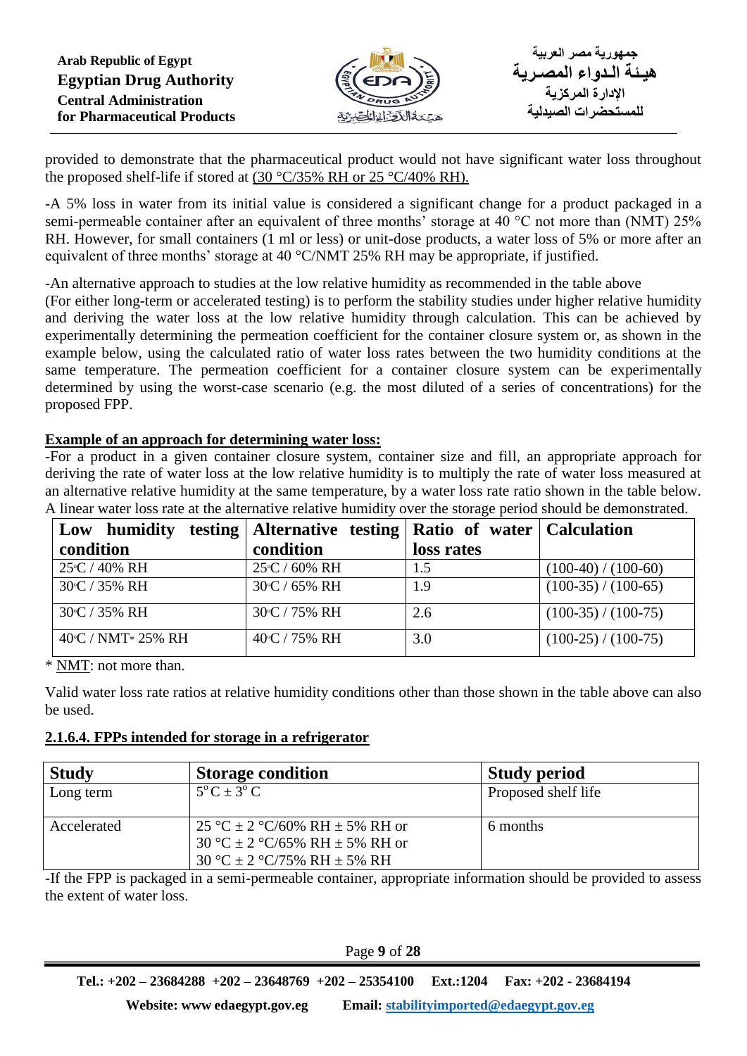provided to demonstrate that the pharmaceutical product would not have significant water loss throughout the proposed shelf-life if stored at (30 °C/35% RH or 25 °C/40% RH).

-A 5% loss in water from its initial value is considered a significant change for a product packaged in a semi-permeable container after an equivalent of three months' storage at 40 °C not more than (NMT) 25% RH. However, for small containers (1 ml or less) or unit-dose products, a water loss of 5% or more after an equivalent of three months' storage at 40 °C/NMT 25% RH may be appropriate, if justified.

-An alternative approach to studies at the low relative humidity as recommended in the table above (For either long-term or accelerated testing) is to perform the stability studies under higher relative humidity and deriving the water loss at the low relative humidity through calculation. This can be achieved by experimentally determining the permeation coefficient for the container closure system or, as shown in the example below, using the calculated ratio of water loss rates between the two humidity conditions at the same temperature. The permeation coefficient for a container closure system can be experimentally determined by using the worst-case scenario (e.g. the most diluted of a series of concentrations) for the proposed FPP.

**Example of an approach for determining water loss:**

-For a product in a given container closure system, container size and fill, an appropriate approach for deriving the rate of water loss at the low relative humidity is to multiply the rate of water loss measured at an alternative relative humidity at the same temperature, by a water loss rate ratio shown in the table below. A linear water loss rate at the alternative relative humidity over the storage period should be demonstrated.

| Low humidity testing condition | Alternative testing condition | Ratio of water loss rates | Calculation |
|---|---|---|---|
| 25°C / 40% RH | 25°C / 60% RH | 1.5 | (100-40) / (100-60) |
| 30°C / 35% RH | 30°C / 65% RH | 1.9 | (100-35) / (100-65) |
| 30°C / 35% RH | 30°C / 75% RH | 2.6 | (100-35) / (100-75) |
| 40°C / NMT* 25% RH | 40°C / 75% RH | 3.0 | (100-25) / (100-75) |

* NMT: not more than.

Valid water loss rate ratios at relative humidity conditions other than those shown in the table above can also be used.

**2.1.6.4. FPPs intended for storage in a refrigerator**

| Study | Storage condition | Study period |
|---|---|---|
| Long term | 5° C ± 3° C | Proposed shelf life |
| Accelerated | 25 °C ± 2 °C/60% RH ± 5% RH or<br>30 °C ± 2 °C/65% RH ± 5% RH or<br>30 °C ± 2 °C/75% RH ± 5% RH | 6 months |

-If the FPP is packaged in a semi-permeable container, appropriate information should be provided to assess the extent of water loss.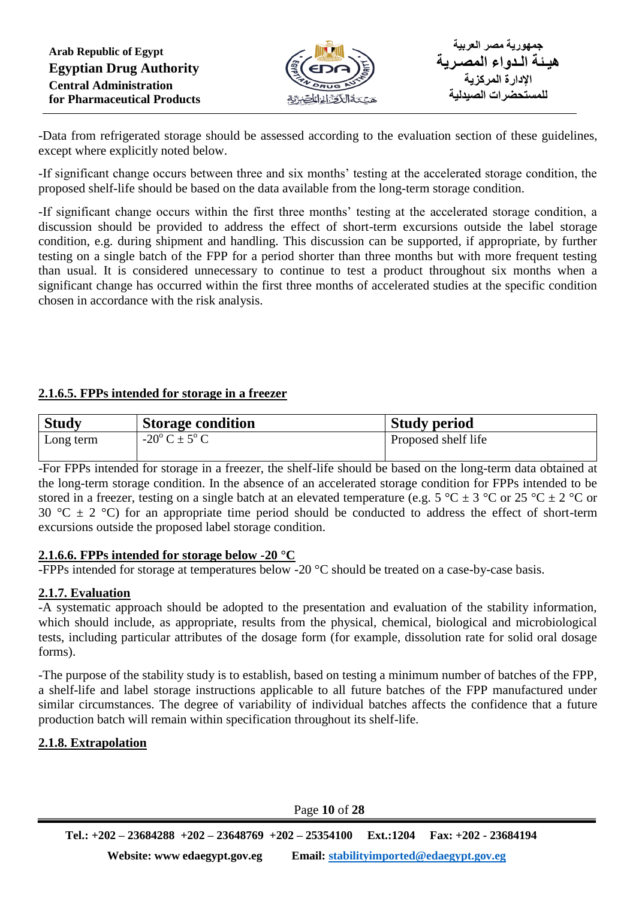-Data from refrigerated storage should be assessed according to the evaluation section of these guidelines, except where explicitly noted below.

-If significant change occurs between three and six months' testing at the accelerated storage condition, the proposed shelf-life should be based on the data available from the long-term storage condition.

-If significant change occurs within the first three months' testing at the accelerated storage condition, a discussion should be provided to address the effect of short-term excursions outside the label storage condition, e.g. during shipment and handling. This discussion can be supported, if appropriate, by further testing on a single batch of the FPP for a period shorter than three months but with more frequent testing than usual. It is considered unnecessary to continue to test a product throughout six months when a significant change has occurred within the first three months of accelerated studies at the specific condition chosen in accordance with the risk analysis.

#### 2.1.6.5. FPPs intended for storage in a freezer

| Study | Storage condition | Study period |
|---|---|---|
| Long term | $-20^{o}$ C ± $5^{o}$ C | Proposed shelf life |

-For FPPs intended for storage in a freezer, the shelf-life should be based on the long-term data obtained at the long-term storage condition. In the absence of an accelerated storage condition for FPPs intended to be stored in a freezer, testing on a single batch at an elevated temperature (e.g. 5 °C ± 3 °C or 25 °C ± 2 °C or 30 °C ± 2 °C) for an appropriate time period should be conducted to address the effect of short-term excursions outside the proposed label storage condition.

#### 2.1.6.6. FPPs intended for storage below -20 °C

-FPPs intended for storage at temperatures below -20 °C should be treated on a case-by-case basis.

### 2.1.7. Evaluation

-A systematic approach should be adopted to the presentation and evaluation of the stability information, which should include, as appropriate, results from the physical, chemical, biological and microbiological tests, including particular attributes of the dosage form (for example, dissolution rate for solid oral dosage forms).

-The purpose of the stability study is to establish, based on testing a minimum number of batches of the FPP, a shelf-life and label storage instructions applicable to all future batches of the FPP manufactured under similar circumstances. The degree of variability of individual batches affects the confidence that a future production batch will remain within specification throughout its shelf-life.

### 2.1.8. Extrapolation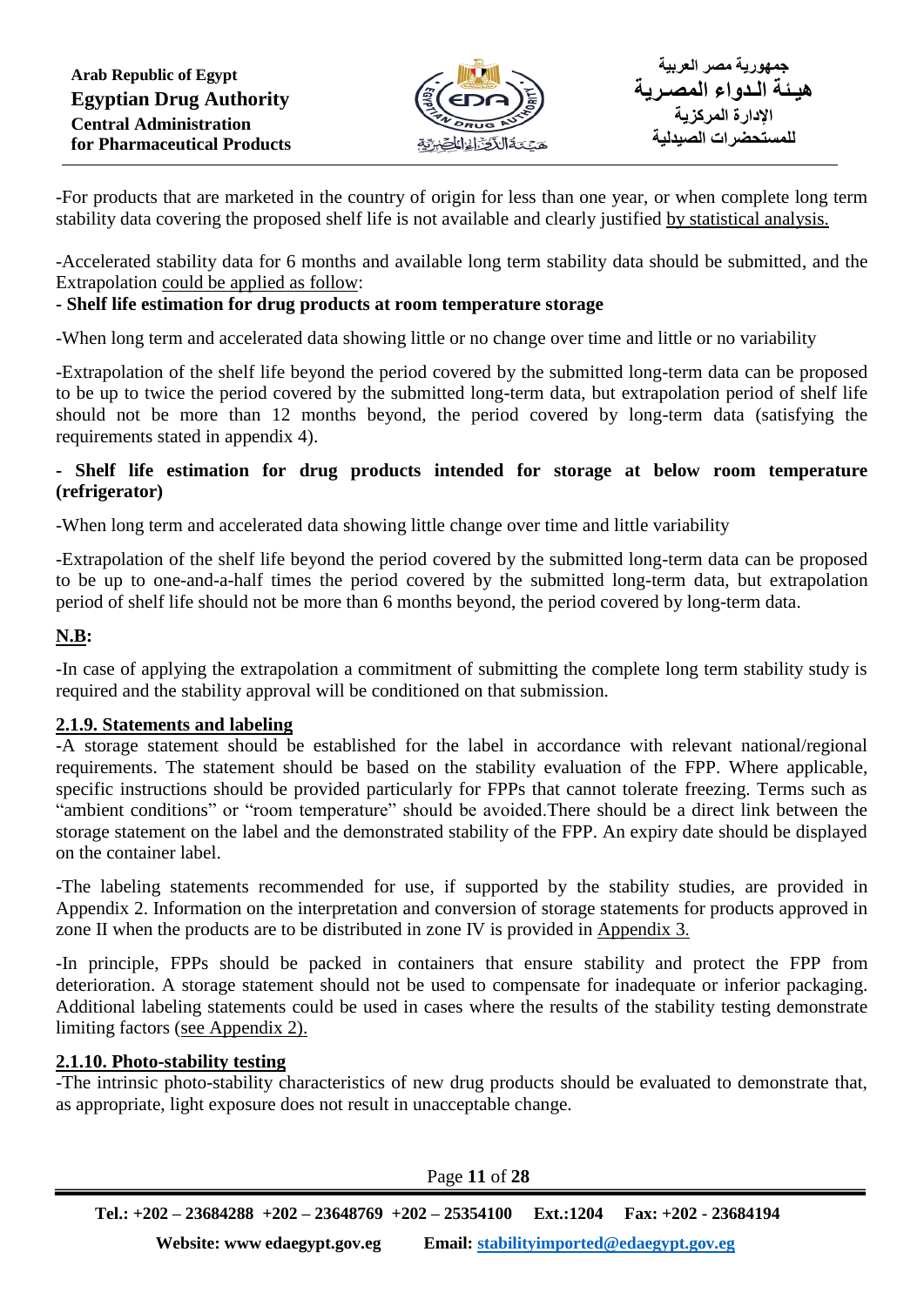-For products that are marketed in the country of origin for less than one year, or when complete long term stability data covering the proposed shelf life is not available and clearly justified by statistical analysis.

-Accelerated stability data for 6 months and available long term stability data should be submitted, and the Extrapolation could be applied as follow:

**- Shelf life estimation for drug products at room temperature storage**

-When long term and accelerated data showing little or no change over time and little or no variability

-Extrapolation of the shelf life beyond the period covered by the submitted long-term data can be proposed to be up to twice the period covered by the submitted long-term data, but extrapolation period of shelf life should not be more than 12 months beyond, the period covered by long-term data (satisfying the requirements stated in appendix 4).

**- Shelf life estimation for drug products intended for storage at below room temperature (refrigerator)**

-When long term and accelerated data showing little change over time and little variability

-Extrapolation of the shelf life beyond the period covered by the submitted long-term data can be proposed to be up to one-and-a-half times the period covered by the submitted long-term data, but extrapolation period of shelf life should not be more than 6 months beyond, the period covered by long-term data.

**N.B:**

-In case of applying the extrapolation a commitment of submitting the complete long term stability study is required and the stability approval will be conditioned on that submission.

### 2.1.9. Statements and labeling

-A storage statement should be established for the label in accordance with relevant national/regional requirements. The statement should be based on the stability evaluation of the FPP. Where applicable, specific instructions should be provided particularly for FPPs that cannot tolerate freezing. Terms such as "ambient conditions" or "room temperature" should be avoided.There should be a direct link between the storage statement on the label and the demonstrated stability of the FPP. An expiry date should be displayed on the container label.

-The labeling statements recommended for use, if supported by the stability studies, are provided in Appendix 2. Information on the interpretation and conversion of storage statements for products approved in zone II when the products are to be distributed in zone IV is provided in Appendix 3.

-In principle, FPPs should be packed in containers that ensure stability and protect the FPP from deterioration. A storage statement should not be used to compensate for inadequate or inferior packaging. Additional labeling statements could be used in cases where the results of the stability testing demonstrate limiting factors (see Appendix 2).

### 2.1.10. Photo-stability testing

-The intrinsic photo-stability characteristics of new drug products should be evaluated to demonstrate that, as appropriate, light exposure does not result in unacceptable change.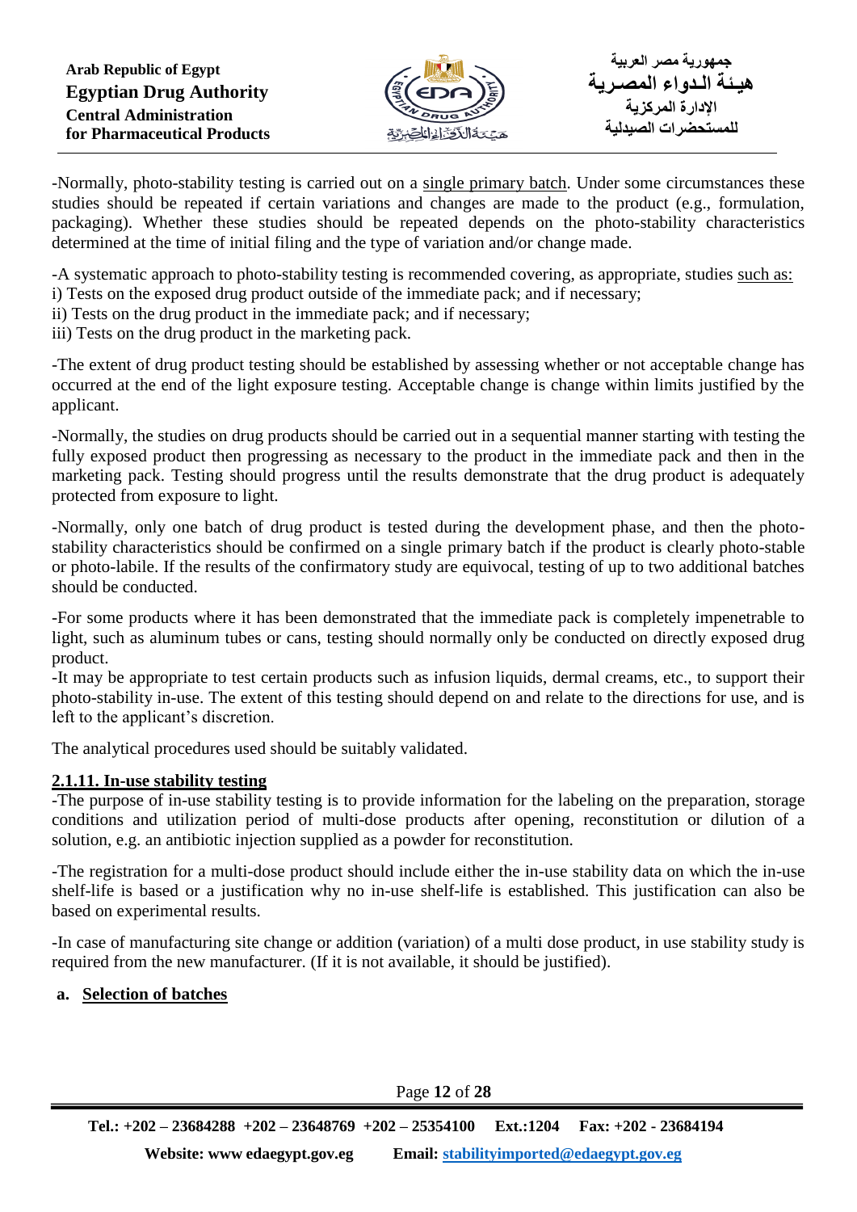-Normally, photo-stability testing is carried out on a <u>single primary batch</u>. Under some circumstances these studies should be repeated if certain variations and changes are made to the product (e.g., formulation, packaging). Whether these studies should be repeated depends on the photo-stability characteristics determined at the time of initial filing and the type of variation and/or change made.

-A systematic approach to photo-stability testing is recommended covering, as appropriate, studies <u>such as:</u>
i) Tests on the exposed drug product outside of the immediate pack; and if necessary;
ii) Tests on the drug product in the immediate pack; and if necessary;
iii) Tests on the drug product in the marketing pack.

-The extent of drug product testing should be established by assessing whether or not acceptable change has occurred at the end of the light exposure testing. Acceptable change is change within limits justified by the applicant.

-Normally, the studies on drug products should be carried out in a sequential manner starting with testing the fully exposed product then progressing as necessary to the product in the immediate pack and then in the marketing pack. Testing should progress until the results demonstrate that the drug product is adequately protected from exposure to light.

-Normally, only one batch of drug product is tested during the development phase, and then the photo-stability characteristics should be confirmed on a single primary batch if the product is clearly photo-stable or photo-labile. If the results of the confirmatory study are equivocal, testing of up to two additional batches should be conducted.

-For some products where it has been demonstrated that the immediate pack is completely impenetrable to light, such as aluminum tubes or cans, testing should normally only be conducted on directly exposed drug product.
-It may be appropriate to test certain products such as infusion liquids, dermal creams, etc., to support their photo-stability in-use. The extent of this testing should depend on and relate to the directions for use, and is left to the applicant's discretion.

The analytical procedures used should be suitably validated.

### 2.1.11. In-use stability testing

-The purpose of in-use stability testing is to provide information for the labeling on the preparation, storage conditions and utilization period of multi-dose products after opening, reconstitution or dilution of a solution, e.g. an antibiotic injection supplied as a powder for reconstitution.

-The registration for a multi-dose product should include either the in-use stability data on which the in-use shelf-life is based or a justification why no in-use shelf-life is established. This justification can also be based on experimental results.

-In case of manufacturing site change or addition (variation) of a multi dose product, in use stability study is required from the new manufacturer. (If it is not available, it should be justified).

**a. <u>Selection of batches</u>**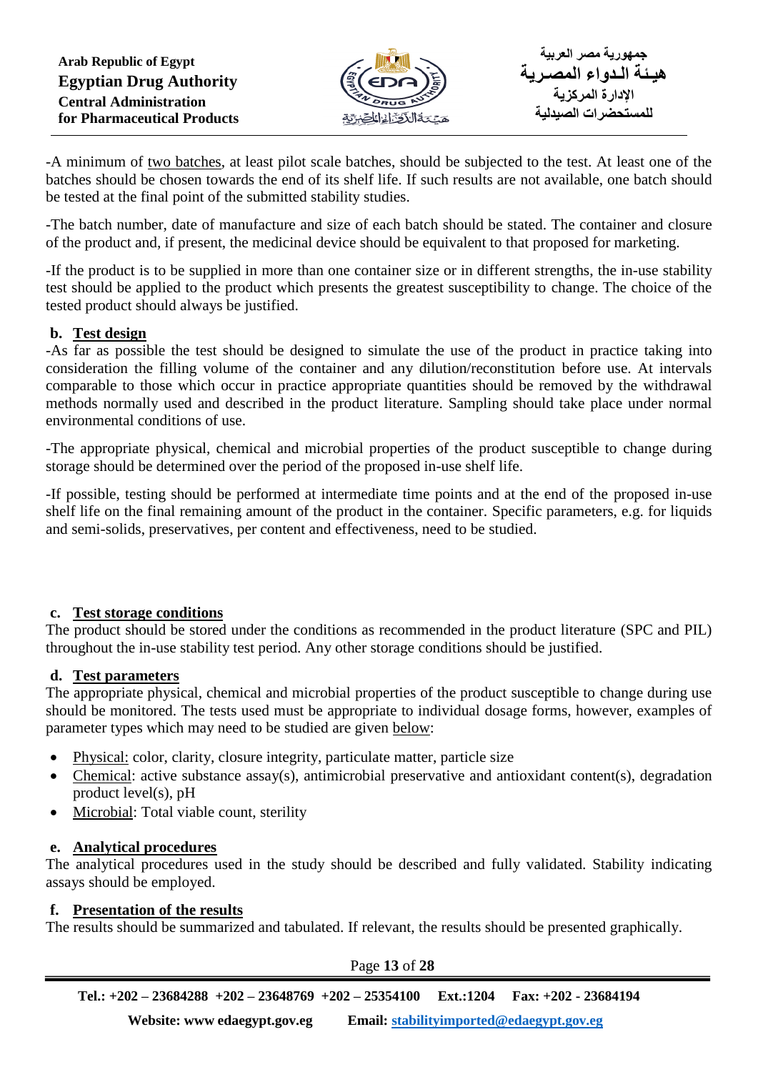-A minimum of two batches, at least pilot scale batches, should be subjected to the test. At least one of the batches should be chosen towards the end of its shelf life. If such results are not available, one batch should be tested at the final point of the submitted stability studies.

-The batch number, date of manufacture and size of each batch should be stated. The container and closure of the product and, if present, the medicinal device should be equivalent to that proposed for marketing.

-If the product is to be supplied in more than one container size or in different strengths, the in-use stability test should be applied to the product which presents the greatest susceptibility to change. The choice of the tested product should always be justified.

**b. Test design**

-As far as possible the test should be designed to simulate the use of the product in practice taking into consideration the filling volume of the container and any dilution/reconstitution before use. At intervals comparable to those which occur in practice appropriate quantities should be removed by the withdrawal methods normally used and described in the product literature. Sampling should take place under normal environmental conditions of use.

-The appropriate physical, chemical and microbial properties of the product susceptible to change during storage should be determined over the period of the proposed in-use shelf life.

-If possible, testing should be performed at intermediate time points and at the end of the proposed in-use shelf life on the final remaining amount of the product in the container. Specific parameters, e.g. for liquids and semi-solids, preservatives, per content and effectiveness, need to be studied.

**c. Test storage conditions**

The product should be stored under the conditions as recommended in the product literature (SPC and PIL) throughout the in-use stability test period. Any other storage conditions should be justified.

**d. Test parameters**

The appropriate physical, chemical and microbial properties of the product susceptible to change during use should be monitored. The tests used must be appropriate to individual dosage forms, however, examples of parameter types which may need to be studied are given below:

- Physical: color, clarity, closure integrity, particulate matter, particle size
- Chemical: active substance assay(s), antimicrobial preservative and antioxidant content(s), degradation product level(s), pH
- Microbial: Total viable count, sterility

**e. Analytical procedures**

The analytical procedures used in the study should be described and fully validated. Stability indicating assays should be employed.

**f. Presentation of the results**

The results should be summarized and tabulated. If relevant, the results should be presented graphically.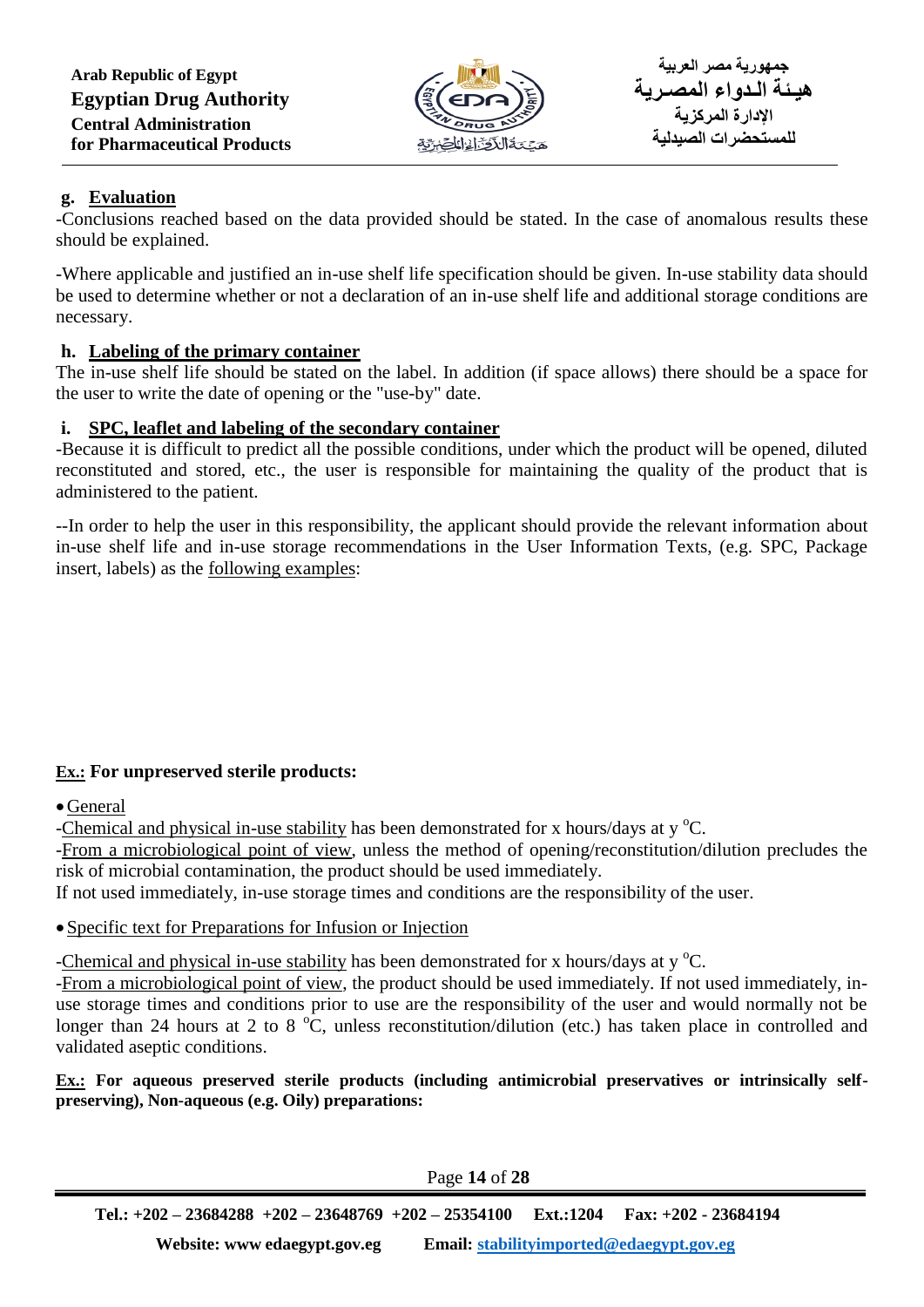**g. Evaluation**

-Conclusions reached based on the data provided should be stated. In the case of anomalous results these should be explained.

-Where applicable and justified an in-use shelf life specification should be given. In-use stability data should be used to determine whether or not a declaration of an in-use shelf life and additional storage conditions are necessary.

**h. Labeling of the primary container**

The in-use shelf life should be stated on the label. In addition (if space allows) there should be a space for the user to write the date of opening or the "use-by" date.

**i. SPC, leaflet and labeling of the secondary container**

-Because it is difficult to predict all the possible conditions, under which the product will be opened, diluted reconstituted and stored, etc., the user is responsible for maintaining the quality of the product that is administered to the patient.

--In order to help the user in this responsibility, the applicant should provide the relevant information about in-use shelf life and in-use storage recommendations in the User Information Texts, (e.g. SPC, Package insert, labels) as the following examples:

**Ex.: For unpreserved sterile products:**

- General

-Chemical and physical in-use stability has been demonstrated for x hours/days at y $^{o}$C.
-From a microbiological point of view, unless the method of opening/reconstitution/dilution precludes the risk of microbial contamination, the product should be used immediately.
If not used immediately, in-use storage times and conditions are the responsibility of the user.

- Specific text for Preparations for Infusion or Injection

-Chemical and physical in-use stability has been demonstrated for x hours/days at y $^{o}$C.
-From a microbiological point of view, the product should be used immediately. If not used immediately, in-use storage times and conditions prior to use are the responsibility of the user and would normally not be longer than 24 hours at 2 to 8 $^{o}$C, unless reconstitution/dilution (etc.) has taken place in controlled and validated aseptic conditions.

**Ex.: For aqueous preserved sterile products (including antimicrobial preservatives or intrinsically self-preserving), Non-aqueous (e.g. Oily) preparations:**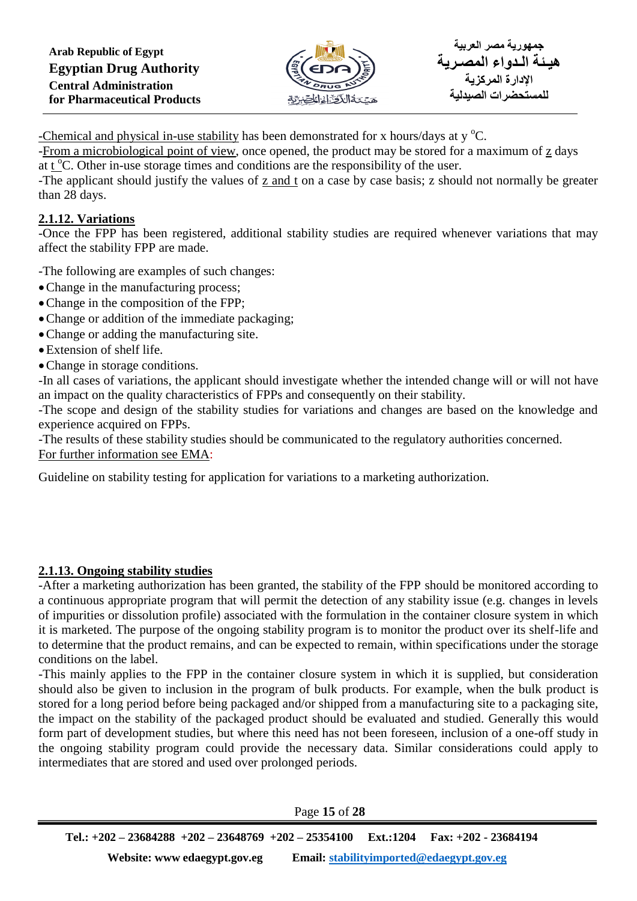-Chemical and physical in-use stability has been demonstrated for x hours/days at y $^{o}$C.
-From a microbiological point of view, once opened, the product may be stored for a maximum of z days at t $^{o}$C. Other in-use storage times and conditions are the responsibility of the user.
-The applicant should justify the values of z and t on a case by case basis; z should not normally be greater than 28 days.

### 2.1.12. Variations

-Once the FPP has been registered, additional stability studies are required whenever variations that may affect the stability FPP are made.

-The following are examples of such changes:

- Change in the manufacturing process;
- Change in the composition of the FPP;
- Change or addition of the immediate packaging;
- Change or adding the manufacturing site.
- Extension of shelf life.
- Change in storage conditions.

-In all cases of variations, the applicant should investigate whether the intended change will or will not have an impact on the quality characteristics of FPPs and consequently on their stability.
-The scope and design of the stability studies for variations and changes are based on the knowledge and experience acquired on FPPs.
-The results of these stability studies should be communicated to the regulatory authorities concerned.
For further information see EMA:

Guideline on stability testing for application for variations to a marketing authorization.

### 2.1.13. Ongoing stability studies

-After a marketing authorization has been granted, the stability of the FPP should be monitored according to a continuous appropriate program that will permit the detection of any stability issue (e.g. changes in levels of impurities or dissolution profile) associated with the formulation in the container closure system in which it is marketed. The purpose of the ongoing stability program is to monitor the product over its shelf-life and to determine that the product remains, and can be expected to remain, within specifications under the storage conditions on the label.
-This mainly applies to the FPP in the container closure system in which it is supplied, but consideration should also be given to inclusion in the program of bulk products. For example, when the bulk product is stored for a long period before being packaged and/or shipped from a manufacturing site to a packaging site, the impact on the stability of the packaged product should be evaluated and studied. Generally this would form part of development studies, but where this need has not been foreseen, inclusion of a one-off study in the ongoing stability program could provide the necessary data. Similar considerations could apply to intermediates that are stored and used over prolonged periods.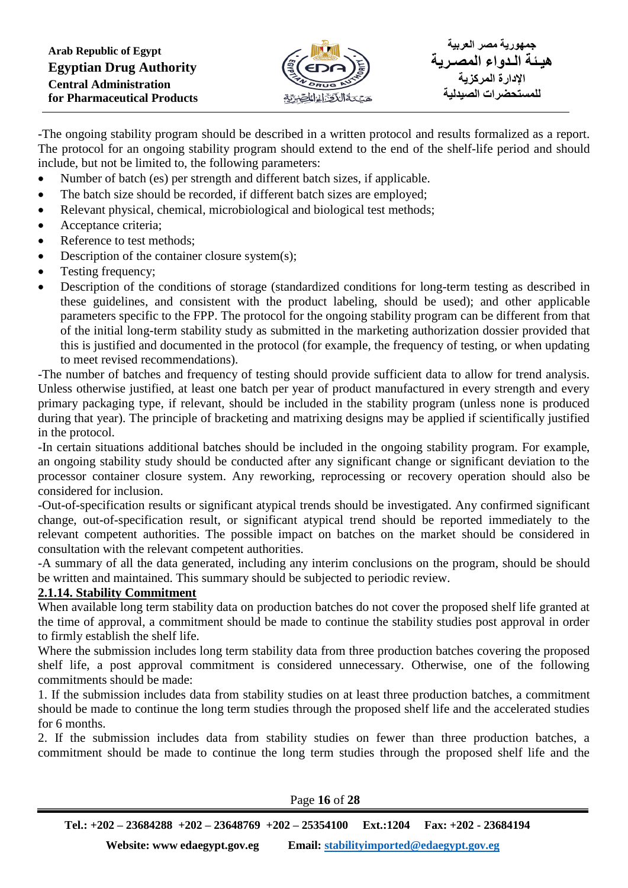-The ongoing stability program should be described in a written protocol and results formalized as a report. The protocol for an ongoing stability program should extend to the end of the shelf-life period and should include, but not be limited to, the following parameters:

- Number of batch (es) per strength and different batch sizes, if applicable.
- The batch size should be recorded, if different batch sizes are employed;
- Relevant physical, chemical, microbiological and biological test methods;
- Acceptance criteria;
- Reference to test methods;
- Description of the container closure system(s);
- Testing frequency;
- Description of the conditions of storage (standardized conditions for long-term testing as described in these guidelines, and consistent with the product labeling, should be used); and other applicable parameters specific to the FPP. The protocol for the ongoing stability program can be different from that of the initial long-term stability study as submitted in the marketing authorization dossier provided that this is justified and documented in the protocol (for example, the frequency of testing, or when updating to meet revised recommendations).

-The number of batches and frequency of testing should provide sufficient data to allow for trend analysis. Unless otherwise justified, at least one batch per year of product manufactured in every strength and every primary packaging type, if relevant, should be included in the stability program (unless none is produced during that year). The principle of bracketing and matrixing designs may be applied if scientifically justified in the protocol.

-In certain situations additional batches should be included in the ongoing stability program. For example, an ongoing stability study should be conducted after any significant change or significant deviation to the processor container closure system. Any reworking, reprocessing or recovery operation should also be considered for inclusion.

-Out-of-specification results or significant atypical trends should be investigated. Any confirmed significant change, out-of-specification result, or significant atypical trend should be reported immediately to the relevant competent authorities. The possible impact on batches on the market should be considered in consultation with the relevant competent authorities.

-A summary of all the data generated, including any interim conclusions on the program, should be should be written and maintained. This summary should be subjected to periodic review.

**2.1.14. Stability Commitment**

When available long term stability data on production batches do not cover the proposed shelf life granted at the time of approval, a commitment should be made to continue the stability studies post approval in order to firmly establish the shelf life.

Where the submission includes long term stability data from three production batches covering the proposed shelf life, a post approval commitment is considered unnecessary. Otherwise, one of the following commitments should be made:

1. If the submission includes data from stability studies on at least three production batches, a commitment should be made to continue the long term studies through the proposed shelf life and the accelerated studies for 6 months.
2. If the submission includes data from stability studies on fewer than three production batches, a commitment should be made to continue the long term studies through the proposed shelf life and the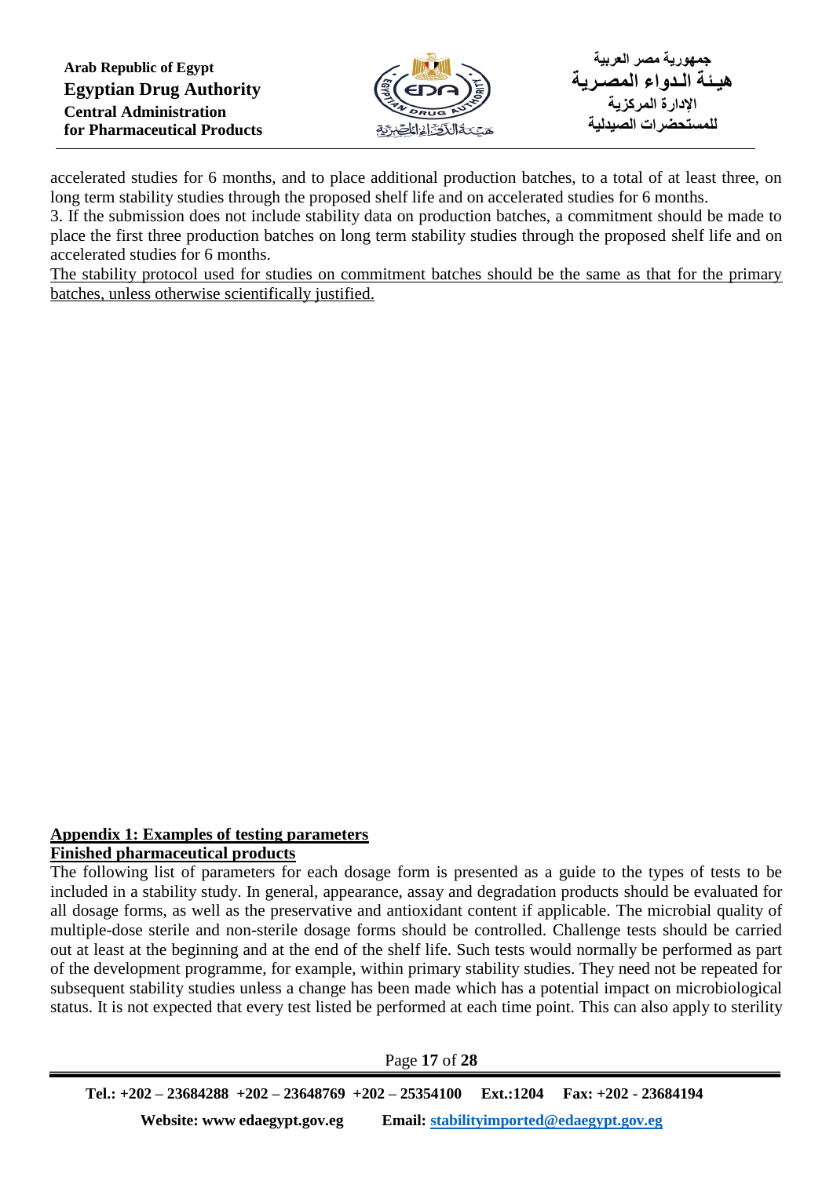accelerated studies for 6 months, and to place additional production batches, to a total of at least three, on long term stability studies through the proposed shelf life and on accelerated studies for 6 months.

3. If the submission does not include stability data on production batches, a commitment should be made to place the first three production batches on long term stability studies through the proposed shelf life and on accelerated studies for 6 months.

<u>The stability protocol used for studies on commitment batches should be the same as that for the primary batches, unless otherwise scientifically justified.</u>

## **Appendix 1: Examples of testing parameters**

### **Finished pharmaceutical products**

The following list of parameters for each dosage form is presented as a guide to the types of tests to be included in a stability study. In general, appearance, assay and degradation products should be evaluated for all dosage forms, as well as the preservative and antioxidant content if applicable. The microbial quality of multiple-dose sterile and non-sterile dosage forms should be controlled. Challenge tests should be carried out at least at the beginning and at the end of the shelf life. Such tests would normally be performed as part of the development programme, for example, within primary stability studies. They need not be repeated for subsequent stability studies unless a change has been made which has a potential impact on microbiological status. It is not expected that every test listed be performed at each time point. This can also apply to sterility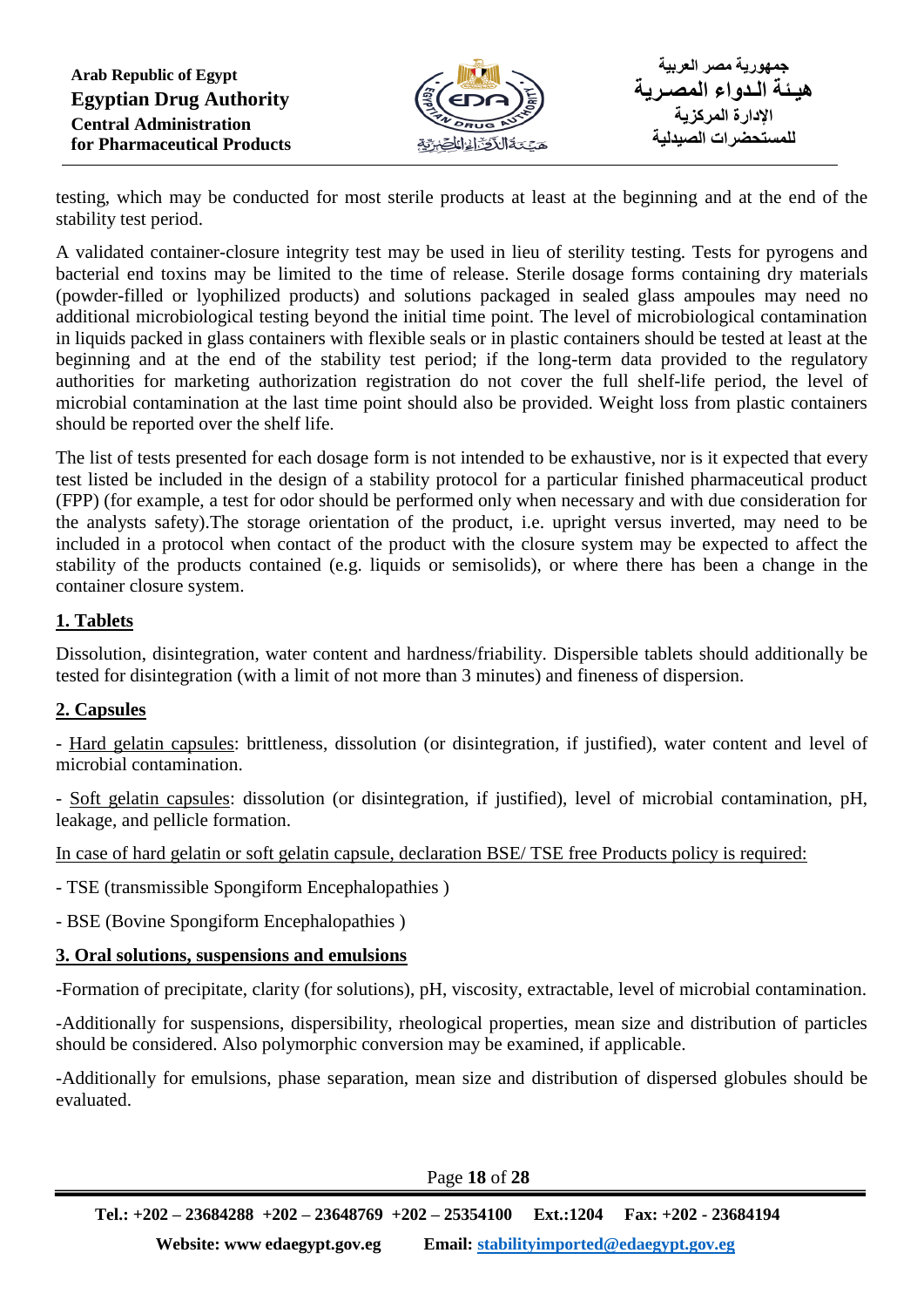testing, which may be conducted for most sterile products at least at the beginning and at the end of the stability test period.

A validated container-closure integrity test may be used in lieu of sterility testing. Tests for pyrogens and bacterial end toxins may be limited to the time of release. Sterile dosage forms containing dry materials (powder-filled or lyophilized products) and solutions packaged in sealed glass ampoules may need no additional microbiological testing beyond the initial time point. The level of microbiological contamination in liquids packed in glass containers with flexible seals or in plastic containers should be tested at least at the beginning and at the end of the stability test period; if the long-term data provided to the regulatory authorities for marketing authorization registration do not cover the full shelf-life period, the level of microbial contamination at the last time point should also be provided. Weight loss from plastic containers should be reported over the shelf life.

The list of tests presented for each dosage form is not intended to be exhaustive, nor is it expected that every test listed be included in the design of a stability protocol for a particular finished pharmaceutical product (FPP) (for example, a test for odor should be performed only when necessary and with due consideration for the analysts safety).The storage orientation of the product, i.e. upright versus inverted, may need to be included in a protocol when contact of the product with the closure system may be expected to affect the stability of the products contained (e.g. liquids or semisolids), or where there has been a change in the container closure system.

## 1. Tablets

Dissolution, disintegration, water content and hardness/friability. Dispersible tablets should additionally be tested for disintegration (with a limit of not more than 3 minutes) and fineness of dispersion.

## 2. Capsules

- Hard gelatin capsules: brittleness, dissolution (or disintegration, if justified), water content and level of microbial contamination.

- Soft gelatin capsules: dissolution (or disintegration, if justified), level of microbial contamination, pH, leakage, and pellicle formation.

In case of hard gelatin or soft gelatin capsule, declaration BSE/ TSE free Products policy is required:

- TSE (transmissible Spongiform Encephalopathies )

- BSE (Bovine Spongiform Encephalopathies )

## 3. Oral solutions, suspensions and emulsions

-Formation of precipitate, clarity (for solutions), pH, viscosity, extractable, level of microbial contamination.

-Additionally for suspensions, dispersibility, rheological properties, mean size and distribution of particles should be considered. Also polymorphic conversion may be examined, if applicable.

-Additionally for emulsions, phase separation, mean size and distribution of dispersed globules should be evaluated.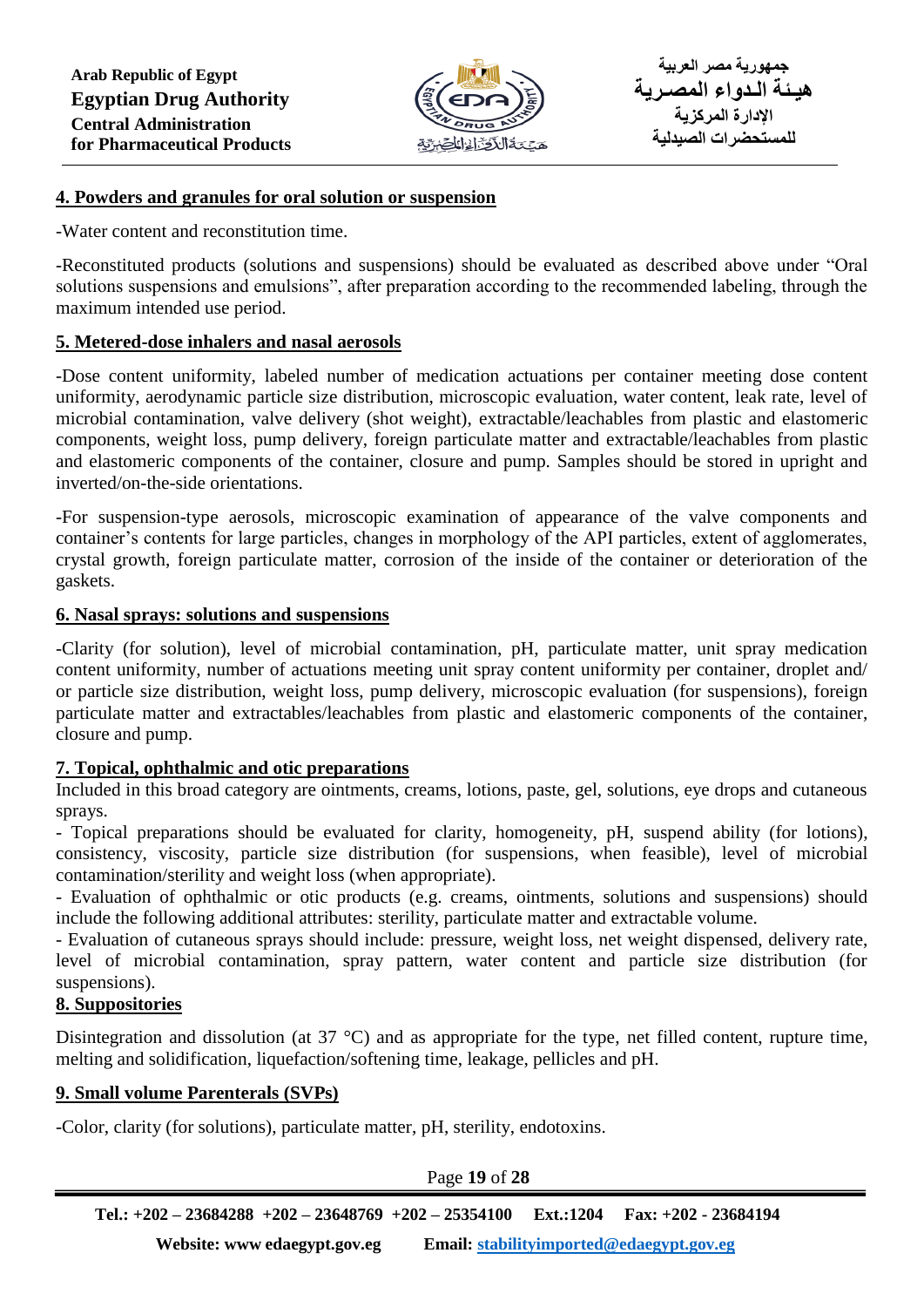## 4. Powders and granules for oral solution or suspension

-Water content and reconstitution time.

-Reconstituted products (solutions and suspensions) should be evaluated as described above under "Oral solutions suspensions and emulsions", after preparation according to the recommended labeling, through the maximum intended use period.

## 5. Metered-dose inhalers and nasal aerosols

-Dose content uniformity, labeled number of medication actuations per container meeting dose content uniformity, aerodynamic particle size distribution, microscopic evaluation, water content, leak rate, level of microbial contamination, valve delivery (shot weight), extractable/leachables from plastic and elastomeric components, weight loss, pump delivery, foreign particulate matter and extractable/leachables from plastic and elastomeric components of the container, closure and pump. Samples should be stored in upright and inverted/on-the-side orientations.

-For suspension-type aerosols, microscopic examination of appearance of the valve components and container's contents for large particles, changes in morphology of the API particles, extent of agglomerates, crystal growth, foreign particulate matter, corrosion of the inside of the container or deterioration of the gaskets.

## 6. Nasal sprays: solutions and suspensions

-Clarity (for solution), level of microbial contamination, pH, particulate matter, unit spray medication content uniformity, number of actuations meeting unit spray content uniformity per container, droplet and/ or particle size distribution, weight loss, pump delivery, microscopic evaluation (for suspensions), foreign particulate matter and extractables/leachables from plastic and elastomeric components of the container, closure and pump.

## 7. Topical, ophthalmic and otic preparations

Included in this broad category are ointments, creams, lotions, paste, gel, solutions, eye drops and cutaneous sprays.

- Topical preparations should be evaluated for clarity, homogeneity, pH, suspend ability (for lotions), consistency, viscosity, particle size distribution (for suspensions, when feasible), level of microbial contamination/sterility and weight loss (when appropriate).
- Evaluation of ophthalmic or otic products (e.g. creams, ointments, solutions and suspensions) should include the following additional attributes: sterility, particulate matter and extractable volume.
- Evaluation of cutaneous sprays should include: pressure, weight loss, net weight dispensed, delivery rate, level of microbial contamination, spray pattern, water content and particle size distribution (for suspensions).

## 8. Suppositories

Disintegration and dissolution (at 37 °C) and as appropriate for the type, net filled content, rupture time, melting and solidification, liquefaction/softening time, leakage, pellicles and pH.

## 9. Small volume Parenterals (SVPs)

-Color, clarity (for solutions), particulate matter, pH, sterility, endotoxins.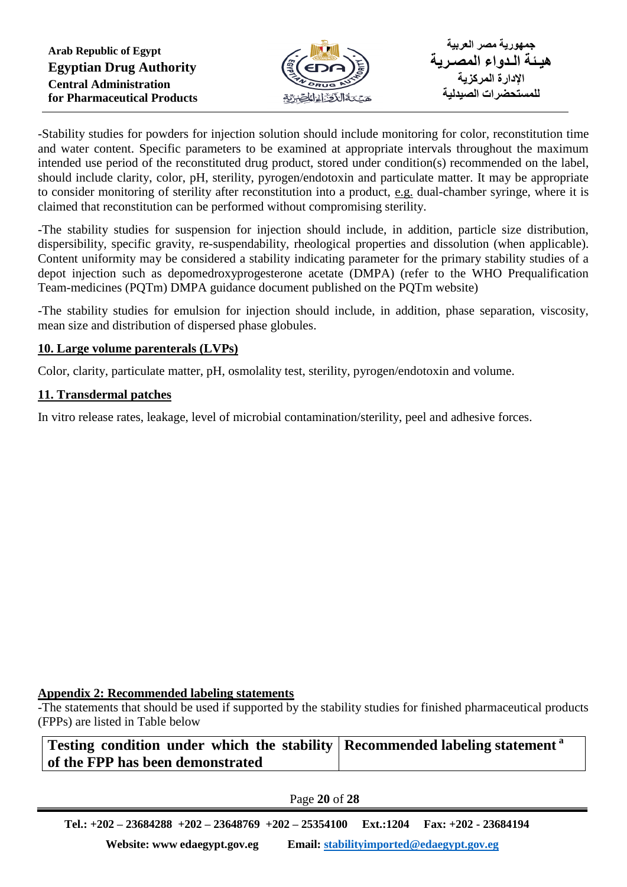-Stability studies for powders for injection solution should include monitoring for color, reconstitution time and water content. Specific parameters to be examined at appropriate intervals throughout the maximum intended use period of the reconstituted drug product, stored under condition(s) recommended on the label, should include clarity, color, pH, sterility, pyrogen/endotoxin and particulate matter. It may be appropriate to consider monitoring of sterility after reconstitution into a product, e.g. dual-chamber syringe, where it is claimed that reconstitution can be performed without compromising sterility.

-The stability studies for suspension for injection should include, in addition, particle size distribution, dispersibility, specific gravity, re-suspendability, rheological properties and dissolution (when applicable). Content uniformity may be considered a stability indicating parameter for the primary stability studies of a depot injection such as depomedroxyprogesterone acetate (DMPA) (refer to the WHO Prequalification Team-medicines (PQTm) DMPA guidance document published on the PQTm website)

-The stability studies for emulsion for injection should include, in addition, phase separation, viscosity, mean size and distribution of dispersed phase globules.

## 10. Large volume parenterals (LVPs)

Color, clarity, particulate matter, pH, osmolality test, sterility, pyrogen/endotoxin and volume.

## 11. Transdermal patches

In vitro release rates, leakage, level of microbial contamination/sterility, peel and adhesive forces.

## Appendix 2: Recommended labeling statements

-The statements that should be used if supported by the stability studies for finished pharmaceutical products (FPPs) are listed in Table below

| Testing condition under which the stability of the FPP has been demonstrated | Recommended labeling statement [a] |
|---|---|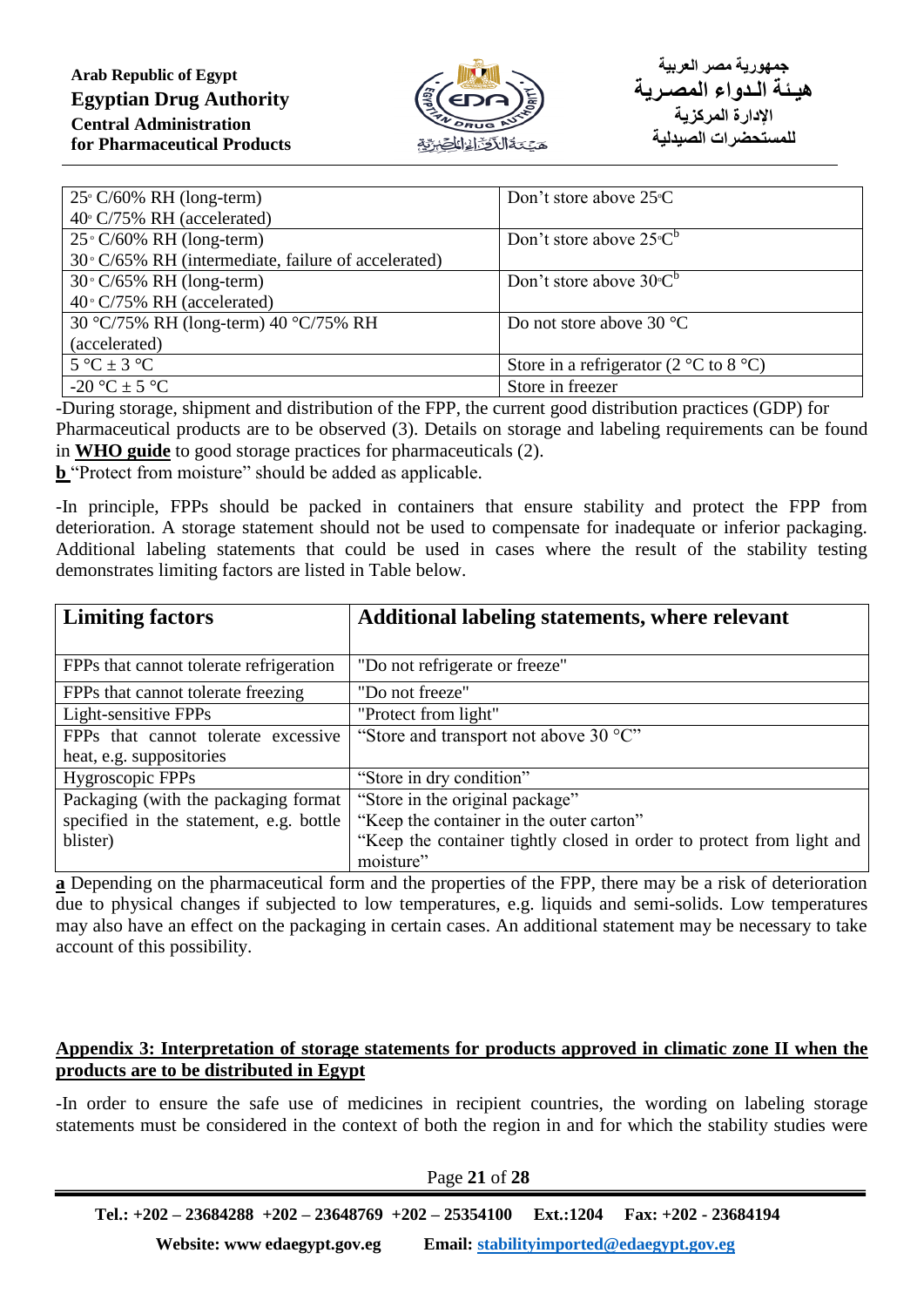| | |
|---|---|
| 25◦ C/60% RH (long-term)<br>40◦ C/75% RH (accelerated) | Don't store above 25◦C |
| 25◦ C/60% RH (long-term)<br>30◦ C/65% RH (intermediate, failure of accelerated) | Don't store above 25◦C[b] |
| 30◦ C/65% RH (long-term)<br>40◦ C/75% RH (accelerated) | Don't store above 30◦C[b] |
| 30 °C/75% RH (long-term) 40 °C/75% RH (accelerated) | Do not store above 30 °C |
| 5 °C ± 3 °C | Store in a refrigerator (2 °C to 8 °C) |
| -20 °C ± 5 °C | Store in freezer |

-During storage, shipment and distribution of the FPP, the current good distribution practices (GDP) for Pharmaceutical products are to be observed (3). Details on storage and labeling requirements can be found in **WHO guide** to good storage practices for pharmaceuticals (2).

**b** "Protect from moisture" should be added as applicable.

-In principle, FPPs should be packed in containers that ensure stability and protect the FPP from deterioration. A storage statement should not be used to compensate for inadequate or inferior packaging. Additional labeling statements that could be used in cases where the result of the stability testing demonstrates limiting factors are listed in Table below.

| Limiting factors | Additional labeling statements, where relevant |
|---|---|
| FPPs that cannot tolerate refrigeration | "Do not refrigerate or freeze" |
| FPPs that cannot tolerate freezing | "Do not freeze" |
| Light-sensitive FPPs | "Protect from light" |
| FPPs that cannot tolerate excessive heat, e.g. suppositories | "Store and transport not above 30 °C" |
| Hygroscopic FPPs | "Store in dry condition" |
| Packaging (with the packaging format specified in the statement, e.g. bottle blister) | "Store in the original package"<br>"Keep the container in the outer carton"<br>"Keep the container tightly closed in order to protect from light and moisture" |

**a** Depending on the pharmaceutical form and the properties of the FPP, there may be a risk of deterioration due to physical changes if subjected to low temperatures, e.g. liquids and semi-solids. Low temperatures may also have an effect on the packaging in certain cases. An additional statement may be necessary to take account of this possibility.

## Appendix 3: Interpretation of storage statements for products approved in climatic zone II when the products are to be distributed in Egypt

-In order to ensure the safe use of medicines in recipient countries, the wording on labeling storage statements must be considered in the context of both the region in and for which the stability studies were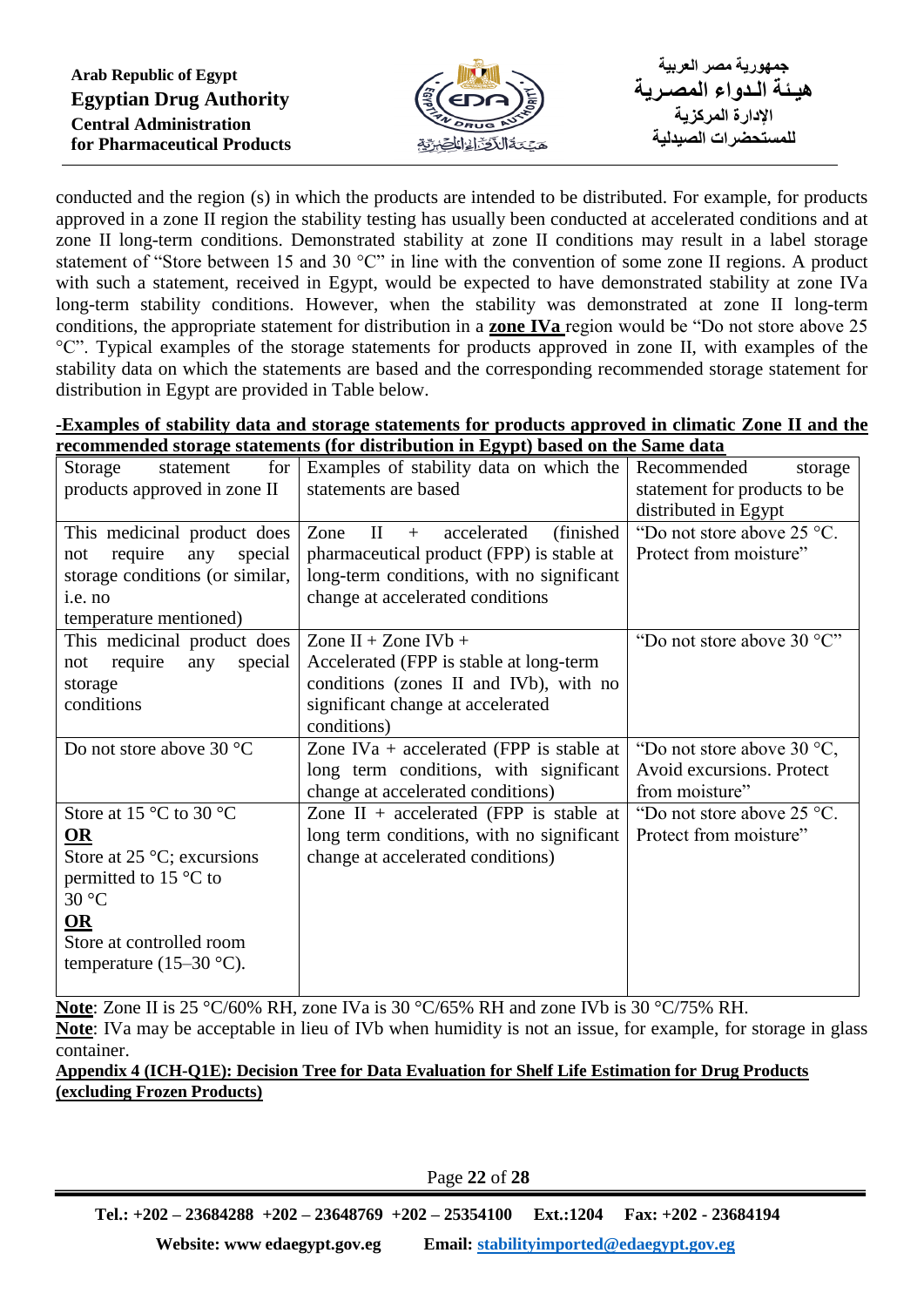conducted and the region (s) in which the products are intended to be distributed. For example, for products approved in a zone II region the stability testing has usually been conducted at accelerated conditions and at zone II long-term conditions. Demonstrated stability at zone II conditions may result in a label storage statement of "Store between 15 and 30 °C" in line with the convention of some zone II regions. A product with such a statement, received in Egypt, would be expected to have demonstrated stability at zone IVa long-term stability conditions. However, when the stability was demonstrated at zone II long-term conditions, the appropriate statement for distribution in a **zone IVa** region would be "Do not store above 25 °C". Typical examples of the storage statements for products approved in zone II, with examples of the stability data on which the statements are based and the corresponding recommended storage statement for distribution in Egypt are provided in Table below.

**-Examples of stability data and storage statements for products approved in climatic Zone II and the recommended storage statements (for distribution in Egypt) based on the Same data**

| Storage statement for products approved in zone II | Examples of stability data on which the statements are based | Recommended storage statement for products to be distributed in Egypt |
|---|---|---|
| This medicinal product does not require any special storage conditions (or similar, i.e. no temperature mentioned) | Zone II + accelerated (finished pharmaceutical product (FPP) is stable at long-term conditions, with no significant change at accelerated conditions | "Do not store above 25 °C. Protect from moisture" |
| This medicinal product does not require any special storage conditions | Zone II + Zone IVb + Accelerated (FPP is stable at long-term conditions (zones II and IVb), with no significant change at accelerated conditions) | "Do not store above 30 °C" |
| Do not store above 30 °C | Zone IVa + accelerated (FPP is stable at long term conditions, with significant change at accelerated conditions) | "Do not store above 30 °C, Avoid excursions. Protect from moisture" |
| Store at 15 °C to 30 °C **OR** Store at 25 °C; excursions permitted to 15 °C to 30 °C **OR** Store at controlled room temperature (15–30 °C). | Zone II + accelerated (FPP is stable at long term conditions, with no significant change at accelerated conditions) | "Do not store above 25 °C. Protect from moisture" |

**Note**: Zone II is 25 °C/60% RH, zone IVa is 30 °C/65% RH and zone IVb is 30 °C/75% RH.

**Note**: IVa may be acceptable in lieu of IVb when humidity is not an issue, for example, for storage in glass container.

**Appendix 4 (ICH-Q1E): Decision Tree for Data Evaluation for Shelf Life Estimation for Drug Products (excluding Frozen Products)**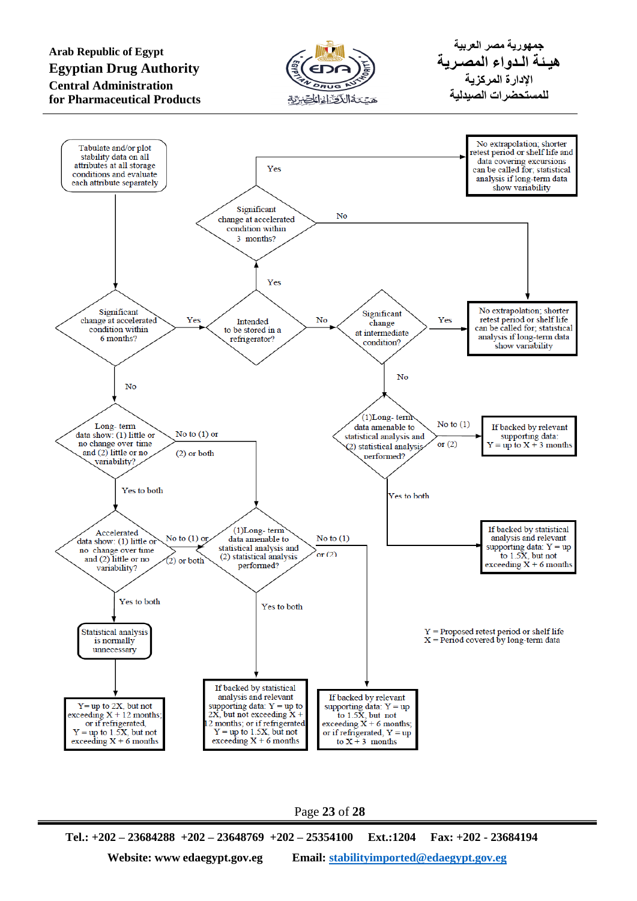Tabulate and/or plot stability data on all attributes at all storage conditions and evaluate each attribute separately

Significant change at accelerated condition within 6 months?

- Yes → Intended to be stored in a refrigerator?
  - Yes → Significant change at accelerated condition within 3 months?
    - Yes → No extrapolation; shorter retest period or shelf life and data covering excursions can be called for; statistical analysis if long-term data show variability
    - No → No extrapolation; shorter retest period or shelf life can be called for; statistical analysis if long-term data show variability
  - No → Significant change at intermediate condition?
    - Yes → No extrapolation; shorter retest period or shelf life can be called for; statistical analysis if long-term data show variability
    - No → (1) Long- term data amenable to statistical analysis and (2) statistical analysis performed?
      - No to (1) or (2) → If backed by relevant supporting data: Y = up to X + 3 months
      - Yes to both → If backed by statistical analysis and relevant supporting data: Y = up to 1.5X, but not exceeding X + 6 months
- No → Long- term data show: (1) little or no change over time and (2) little or no variability?
  - No to (1) or (2) or both → (1) Long- term data amenable to statistical analysis and (2) statistical analysis performed?
  - Yes to both → Accelerated data show: (1) little or no change over time and (2) little or no variability?
    - No to (1) or (2) or both → (1) Long- term data amenable to statistical analysis and (2) statistical analysis performed?
      - Yes to both → If backed by statistical analysis and relevant supporting data: Y = up to 2X, but not exceeding X + 12 months; or if refrigerated, Y = up to 1.5X, but not exceeding X + 6 months
      - No to (1) or (2) → If backed by relevant supporting data: Y = up to 1.5X, but not exceeding X + 6 months; or if refrigerated, Y = up to X + 3 months
    - Yes to both → Statistical analysis is normally unnecessary → Y = up to 2X, but not exceeding X + 12 months; or if refrigerated, Y = up to 1.5X, but not exceeding X + 6 months

Y = Proposed retest period or shelf life
X = Period covered by long-term data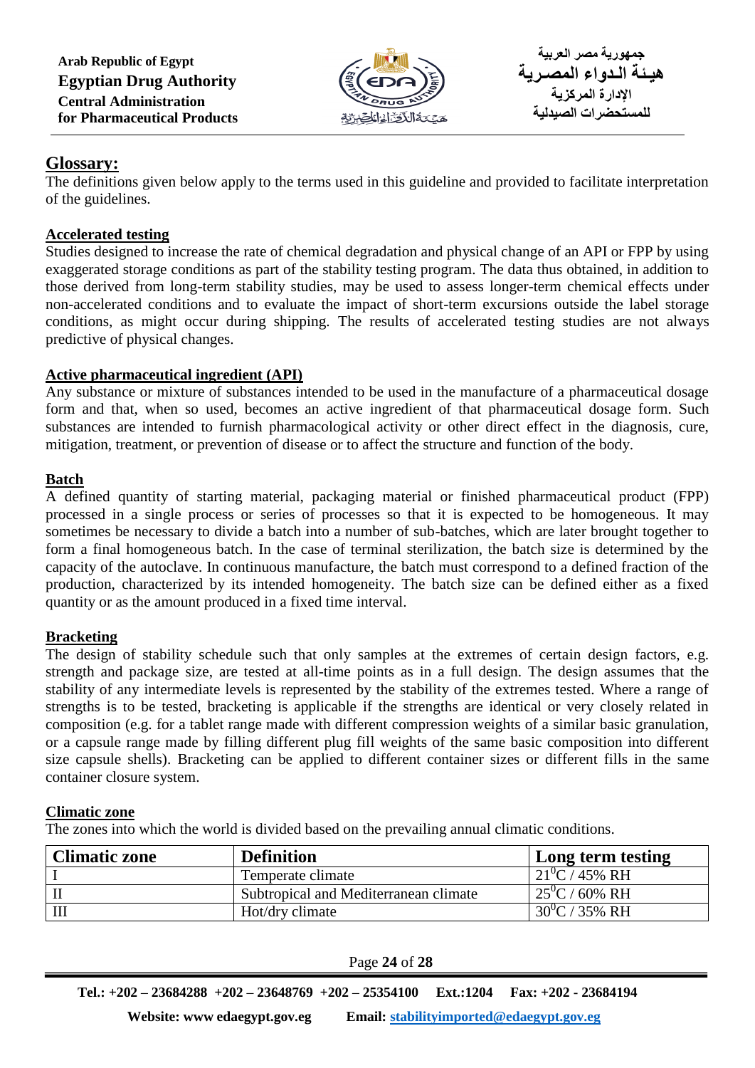## Glossary:

The definitions given below apply to the terms used in this guideline and provided to facilitate interpretation of the guidelines.

**Accelerated testing**

Studies designed to increase the rate of chemical degradation and physical change of an API or FPP by using exaggerated storage conditions as part of the stability testing program. The data thus obtained, in addition to those derived from long-term stability studies, may be used to assess longer-term chemical effects under non-accelerated conditions and to evaluate the impact of short-term excursions outside the label storage conditions, as might occur during shipping. The results of accelerated testing studies are not always predictive of physical changes.

**Active pharmaceutical ingredient (API)**

Any substance or mixture of substances intended to be used in the manufacture of a pharmaceutical dosage form and that, when so used, becomes an active ingredient of that pharmaceutical dosage form. Such substances are intended to furnish pharmacological activity or other direct effect in the diagnosis, cure, mitigation, treatment, or prevention of disease or to affect the structure and function of the body.

**Batch**

A defined quantity of starting material, packaging material or finished pharmaceutical product (FPP) processed in a single process or series of processes so that it is expected to be homogeneous. It may sometimes be necessary to divide a batch into a number of sub-batches, which are later brought together to form a final homogeneous batch. In the case of terminal sterilization, the batch size is determined by the capacity of the autoclave. In continuous manufacture, the batch must correspond to a defined fraction of the production, characterized by its intended homogeneity. The batch size can be defined either as a fixed quantity or as the amount produced in a fixed time interval.

**Bracketing**

The design of stability schedule such that only samples at the extremes of certain design factors, e.g. strength and package size, are tested at all-time points as in a full design. The design assumes that the stability of any intermediate levels is represented by the stability of the extremes tested. Where a range of strengths is to be tested, bracketing is applicable if the strengths are identical or very closely related in composition (e.g. for a tablet range made with different compression weights of a similar basic granulation, or a capsule range made by filling different plug fill weights of the same basic composition into different size capsule shells). Bracketing can be applied to different container sizes or different fills in the same container closure system.

**Climatic zone**

The zones into which the world is divided based on the prevailing annual climatic conditions.

| Climatic zone | Definition | Long term testing |
|---|---|---|
| I | Temperate climate | $21^0$C / 45% RH |
| II | Subtropical and Mediterranean climate | $25^0$C / 60% RH |
| III | Hot/dry climate | $30^0$C / 35% RH |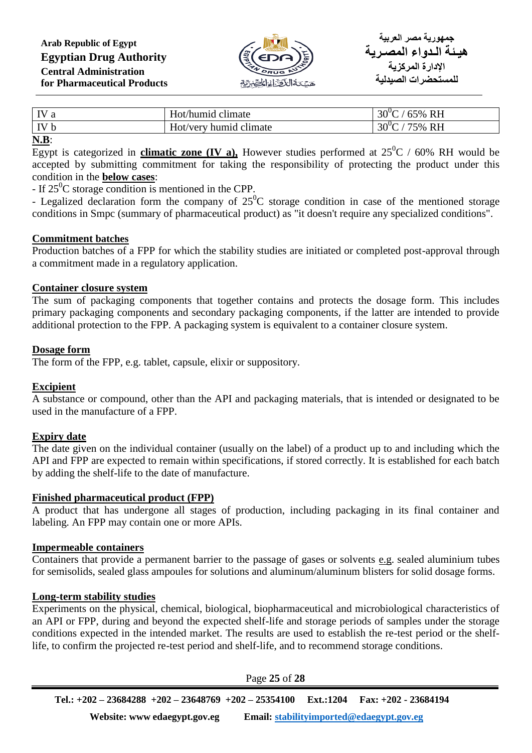| IV a | Hot/humid climate | $30^0C$ / 65% RH |
| --- | --- | --- |
| IV b | Hot/very humid climate | $30^0C$ / 75% RH |

**N.B**:

Egypt is categorized in **climatic zone (IV a),** However studies performed at $25^0C$ / 60% RH would be accepted by submitting commitment for taking the responsibility of protecting the product under this condition in the **below cases**:

- If $25^0C$ storage condition is mentioned in the CPP.
- Legalized declaration form the company of $25^0C$ storage condition in case of the mentioned storage conditions in Smpc (summary of pharmaceutical product) as "it doesn't require any specialized conditions".

**Commitment batches**

Production batches of a FPP for which the stability studies are initiated or completed post-approval through a commitment made in a regulatory application.

**Container closure system**

The sum of packaging components that together contains and protects the dosage form. This includes primary packaging components and secondary packaging components, if the latter are intended to provide additional protection to the FPP. A packaging system is equivalent to a container closure system.

**Dosage form**

The form of the FPP, e.g. tablet, capsule, elixir or suppository.

**Excipient**

A substance or compound, other than the API and packaging materials, that is intended or designated to be used in the manufacture of a FPP.

**Expiry date**

The date given on the individual container (usually on the label) of a product up to and including which the API and FPP are expected to remain within specifications, if stored correctly. It is established for each batch by adding the shelf-life to the date of manufacture.

**Finished pharmaceutical product (FPP)**

A product that has undergone all stages of production, including packaging in its final container and labeling. An FPP may contain one or more APIs.

**Impermeable containers**

Containers that provide a permanent barrier to the passage of gases or solvents e.g. sealed aluminium tubes for semisolids, sealed glass ampoules for solutions and aluminum/aluminum blisters for solid dosage forms.

**Long-term stability studies**

Experiments on the physical, chemical, biological, biopharmaceutical and microbiological characteristics of an API or FPP, during and beyond the expected shelf-life and storage periods of samples under the storage conditions expected in the intended market. The results are used to establish the re-test period or the shelf-life, to confirm the projected re-test period and shelf-life, and to recommend storage conditions.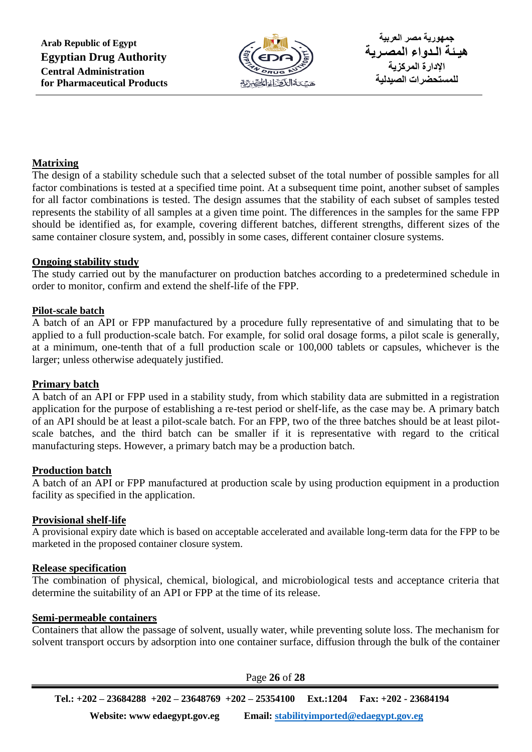**Matrixing**

The design of a stability schedule such that a selected subset of the total number of possible samples for all factor combinations is tested at a specified time point. At a subsequent time point, another subset of samples for all factor combinations is tested. The design assumes that the stability of each subset of samples tested represents the stability of all samples at a given time point. The differences in the samples for the same FPP should be identified as, for example, covering different batches, different strengths, different sizes of the same container closure system, and, possibly in some cases, different container closure systems.

**Ongoing stability study**

The study carried out by the manufacturer on production batches according to a predetermined schedule in order to monitor, confirm and extend the shelf-life of the FPP.

**Pilot-scale batch**

A batch of an API or FPP manufactured by a procedure fully representative of and simulating that to be applied to a full production-scale batch. For example, for solid oral dosage forms, a pilot scale is generally, at a minimum, one-tenth that of a full production scale or 100,000 tablets or capsules, whichever is the larger; unless otherwise adequately justified.

**Primary batch**

A batch of an API or FPP used in a stability study, from which stability data are submitted in a registration application for the purpose of establishing a re-test period or shelf-life, as the case may be. A primary batch of an API should be at least a pilot-scale batch. For an FPP, two of the three batches should be at least pilot-scale batches, and the third batch can be smaller if it is representative with regard to the critical manufacturing steps. However, a primary batch may be a production batch.

**Production batch**

A batch of an API or FPP manufactured at production scale by using production equipment in a production facility as specified in the application.

**Provisional shelf-life**

A provisional expiry date which is based on acceptable accelerated and available long-term data for the FPP to be marketed in the proposed container closure system.

**Release specification**

The combination of physical, chemical, biological, and microbiological tests and acceptance criteria that determine the suitability of an API or FPP at the time of its release.

**Semi-permeable containers**

Containers that allow the passage of solvent, usually water, while preventing solute loss. The mechanism for solvent transport occurs by adsorption into one container surface, diffusion through the bulk of the container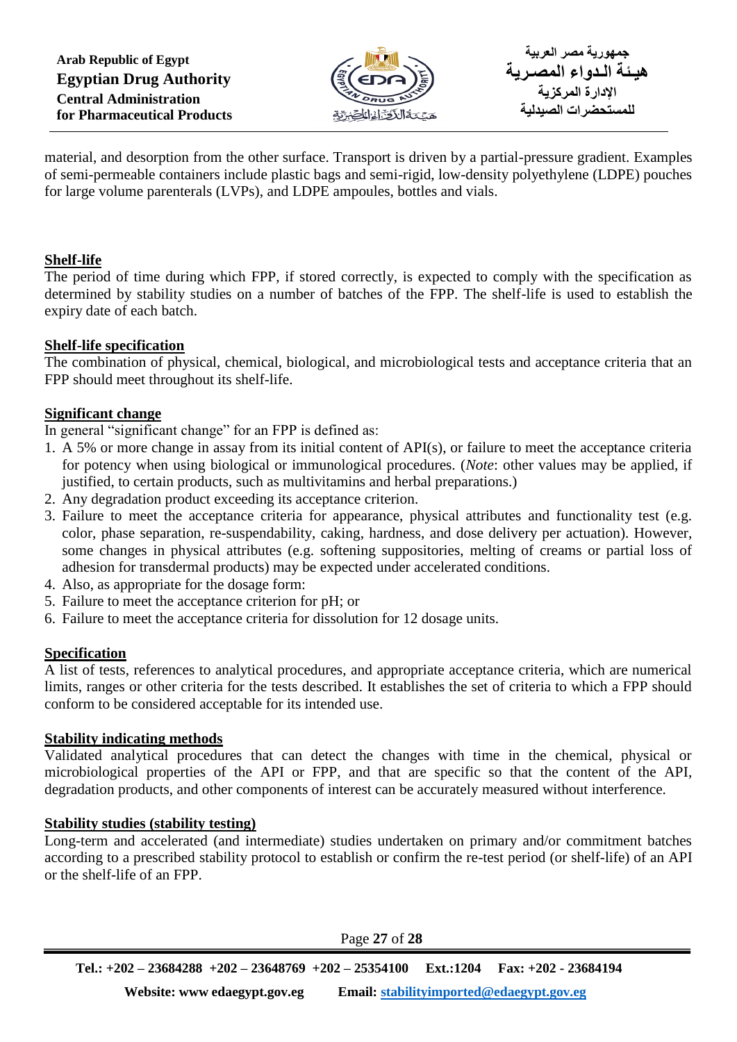material, and desorption from the other surface. Transport is driven by a partial-pressure gradient. Examples of semi-permeable containers include plastic bags and semi-rigid, low-density polyethylene (LDPE) pouches for large volume parenterals (LVPs), and LDPE ampoules, bottles and vials.

**Shelf-life**

The period of time during which FPP, if stored correctly, is expected to comply with the specification as determined by stability studies on a number of batches of the FPP. The shelf-life is used to establish the expiry date of each batch.

**Shelf-life specification**

The combination of physical, chemical, biological, and microbiological tests and acceptance criteria that an FPP should meet throughout its shelf-life.

**Significant change**

In general "significant change" for an FPP is defined as:

1. A 5% or more change in assay from its initial content of API(s), or failure to meet the acceptance criteria for potency when using biological or immunological procedures. (*Note*: other values may be applied, if justified, to certain products, such as multivitamins and herbal preparations.)
2. Any degradation product exceeding its acceptance criterion.
3. Failure to meet the acceptance criteria for appearance, physical attributes and functionality test (e.g. color, phase separation, re-suspendability, caking, hardness, and dose delivery per actuation). However, some changes in physical attributes (e.g. softening suppositories, melting of creams or partial loss of adhesion for transdermal products) may be expected under accelerated conditions.
4. Also, as appropriate for the dosage form:
5. Failure to meet the acceptance criterion for pH; or
6. Failure to meet the acceptance criteria for dissolution for 12 dosage units.

**Specification**

A list of tests, references to analytical procedures, and appropriate acceptance criteria, which are numerical limits, ranges or other criteria for the tests described. It establishes the set of criteria to which a FPP should conform to be considered acceptable for its intended use.

**Stability indicating methods**

Validated analytical procedures that can detect the changes with time in the chemical, physical or microbiological properties of the API or FPP, and that are specific so that the content of the API, degradation products, and other components of interest can be accurately measured without interference.

**Stability studies (stability testing)**

Long-term and accelerated (and intermediate) studies undertaken on primary and/or commitment batches according to a prescribed stability protocol to establish or confirm the re-test period (or shelf-life) of an API or the shelf-life of an FPP.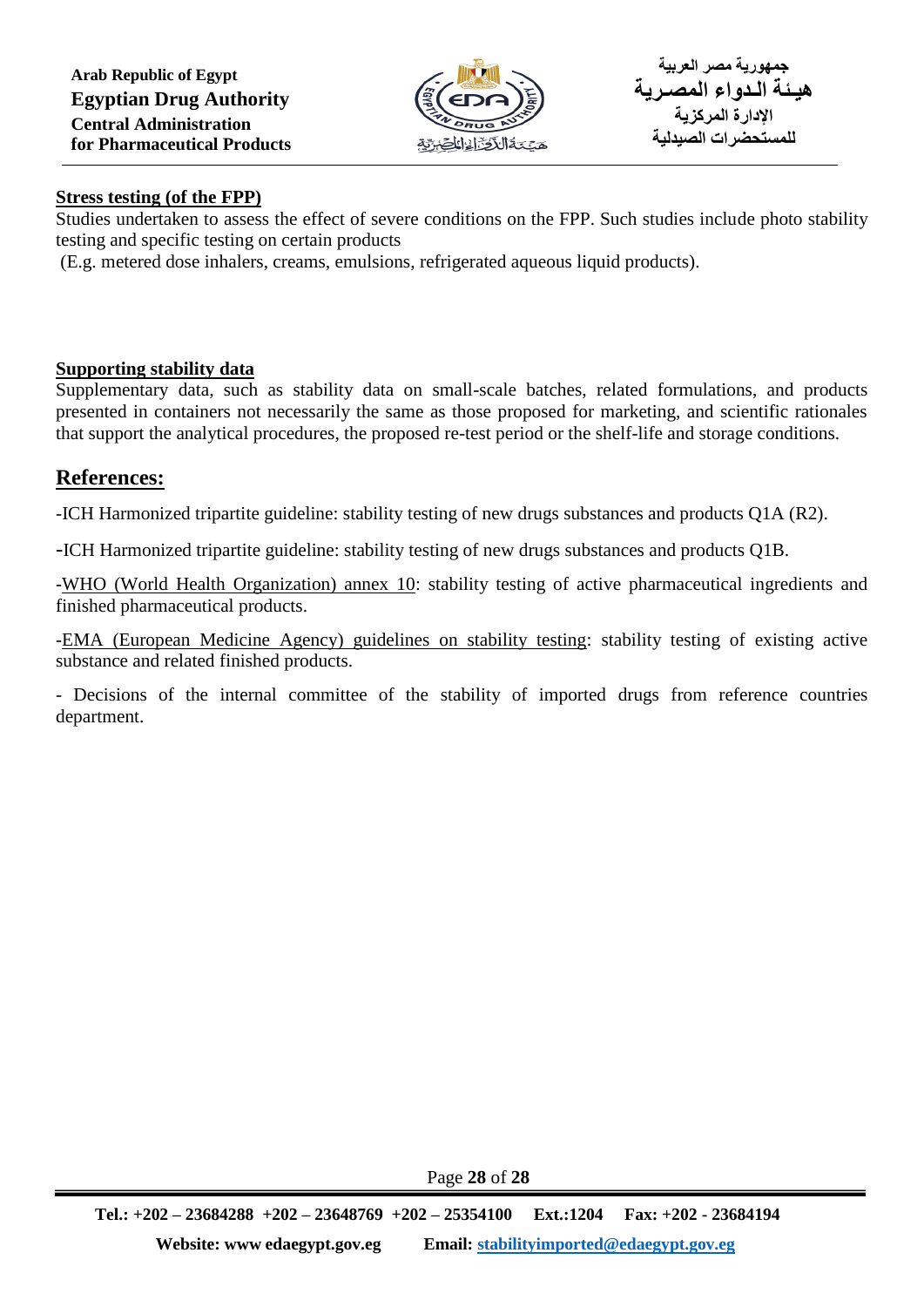**Stress testing (of the FPP)**

Studies undertaken to assess the effect of severe conditions on the FPP. Such studies include photo stability testing and specific testing on certain products
(E.g. metered dose inhalers, creams, emulsions, refrigerated aqueous liquid products).

**Supporting stability data**

Supplementary data, such as stability data on small-scale batches, related formulations, and products presented in containers not necessarily the same as those proposed for marketing, and scientific rationales that support the analytical procedures, the proposed re-test period or the shelf-life and storage conditions.

## References:

-ICH Harmonized tripartite guideline: stability testing of new drugs substances and products Q1A (R2).

-ICH Harmonized tripartite guideline: stability testing of new drugs substances and products Q1B.

-WHO (World Health Organization) annex 10: stability testing of active pharmaceutical ingredients and finished pharmaceutical products.

-EMA (European Medicine Agency) guidelines on stability testing: stability testing of existing active substance and related finished products.

- Decisions of the internal committee of the stability of imported drugs from reference countries department.